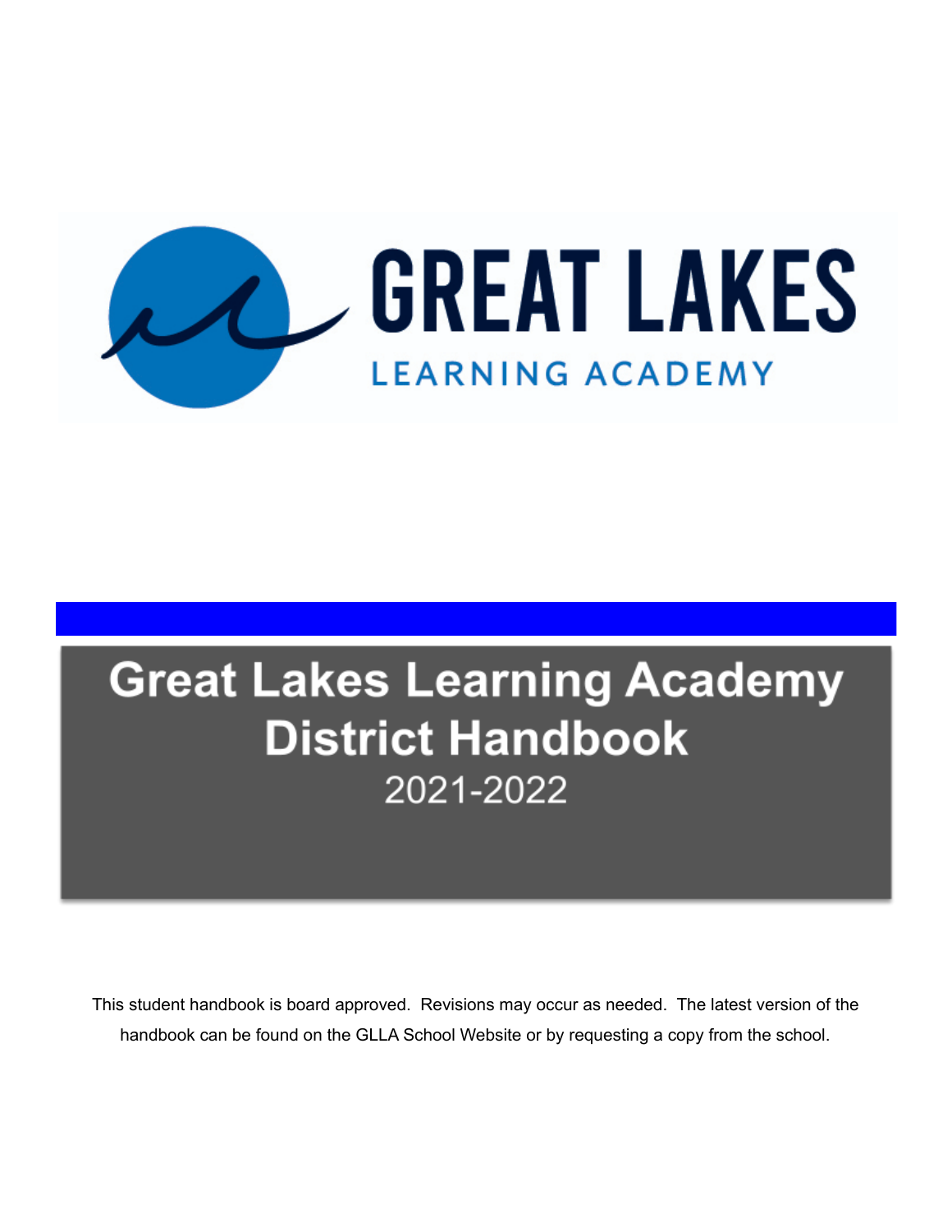GREAT LAKES

LEARNING ACADEMY

# Great Lakes Learning Academy District Handbook

2021-2022

This student handbook is board approved. Revisions may occur as needed. The latest version of the handbook can be found on the GLLA School Website or by requesting a copy from the school.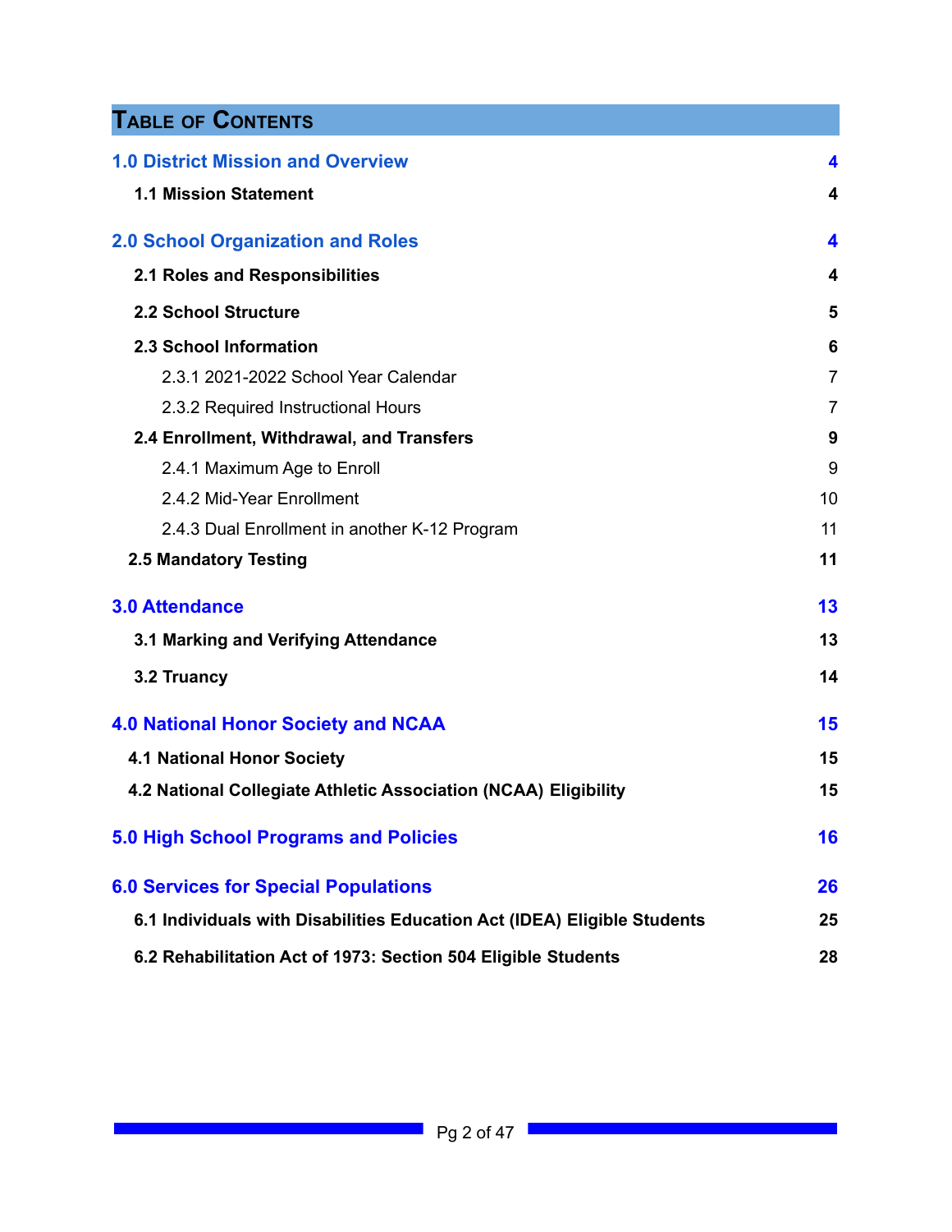# Table of Contents

| | |
|---|---|
| **1.0 District Mission and Overview** | **4** |
| **1.1 Mission Statement** | **4** |
| **2.0 School Organization and Roles** | **4** |
| **2.1 Roles and Responsibilities** | **4** |
| **2.2 School Structure** | **5** |
| **2.3 School Information** | **6** |
| 2.3.1 2021-2022 School Year Calendar | 7 |
| 2.3.2 Required Instructional Hours | 7 |
| **2.4 Enrollment, Withdrawal, and Transfers** | **9** |
| 2.4.1 Maximum Age to Enroll | 9 |
| 2.4.2 Mid-Year Enrollment | 10 |
| 2.4.3 Dual Enrollment in another K-12 Program | 11 |
| **2.5 Mandatory Testing** | **11** |
| **3.0 Attendance** | **13** |
| **3.1 Marking and Verifying Attendance** | **13** |
| **3.2 Truancy** | **14** |
| **4.0 National Honor Society and NCAA** | **15** |
| **4.1 National Honor Society** | **15** |
| **4.2 National Collegiate Athletic Association (NCAA) Eligibility** | **15** |
| **5.0 High School Programs and Policies** | **16** |
| **6.0 Services for Special Populations** | **26** |
| **6.1 Individuals with Disabilities Education Act (IDEA) Eligible Students** | **25** |
| **6.2 Rehabilitation Act of 1973: Section 504 Eligible Students** | **28** |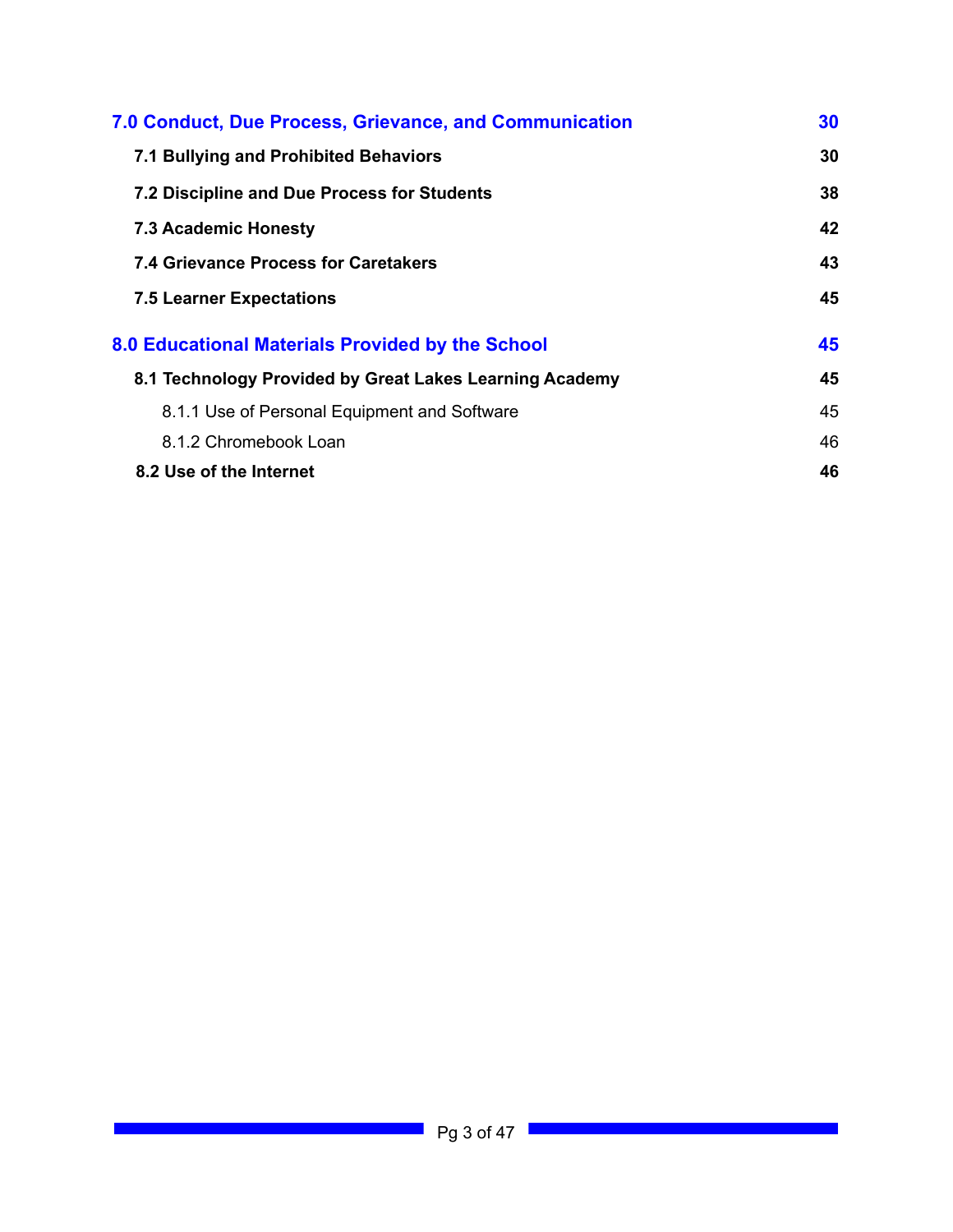| | |
|---|---|
| **7.0 Conduct, Due Process, Grievance, and Communication** | **30** |
| **7.1 Bullying and Prohibited Behaviors** | **30** |
| **7.2 Discipline and Due Process for Students** | **38** |
| **7.3 Academic Honesty** | **42** |
| **7.4 Grievance Process for Caretakers** | **43** |
| **7.5 Learner Expectations** | **45** |
| **8.0 Educational Materials Provided by the School** | **45** |
| **8.1 Technology Provided by Great Lakes Learning Academy** | **45** |
| 8.1.1 Use of Personal Equipment and Software | 45 |
| 8.1.2 Chromebook Loan | 46 |
| **8.2 Use of the Internet** | **46** |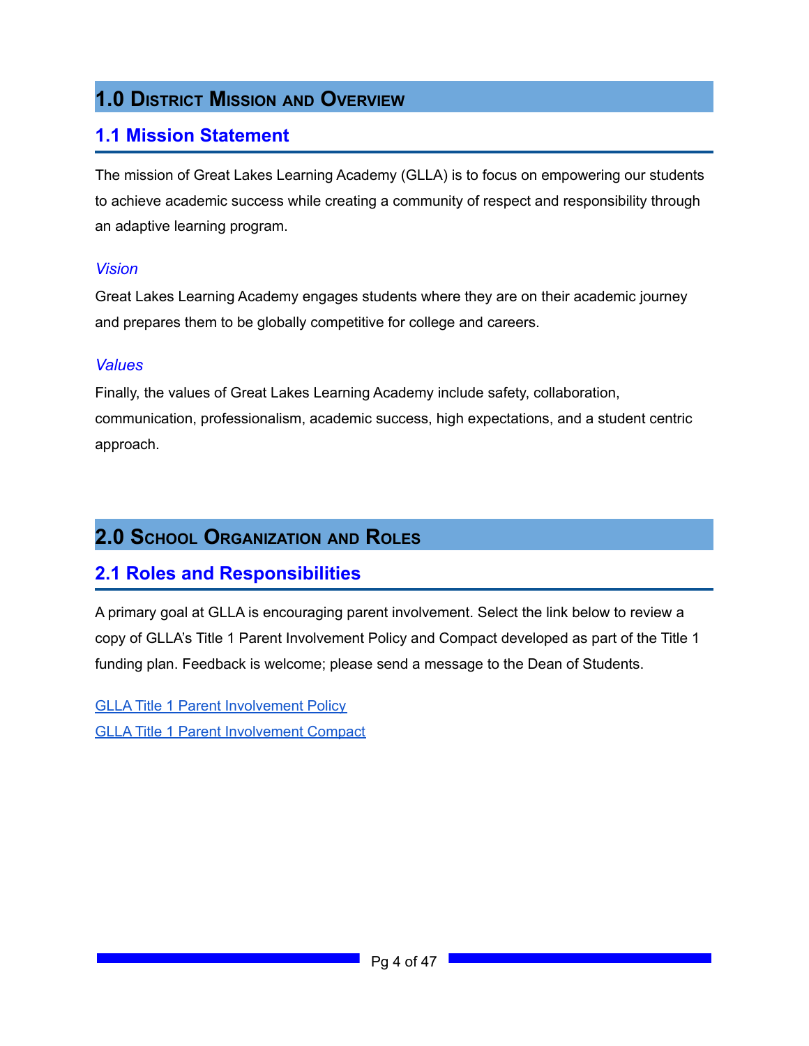# 1.0 District Mission and Overview

## 1.1 Mission Statement

The mission of Great Lakes Learning Academy (GLLA) is to focus on empowering our students to achieve academic success while creating a community of respect and responsibility through an adaptive learning program.

### *Vision*

Great Lakes Learning Academy engages students where they are on their academic journey and prepares them to be globally competitive for college and careers.

### *Values*

Finally, the values of Great Lakes Learning Academy include safety, collaboration, communication, professionalism, academic success, high expectations, and a student centric approach.

# 2.0 School Organization and Roles

## 2.1 Roles and Responsibilities

A primary goal at GLLA is encouraging parent involvement. Select the link below to review a copy of GLLA's Title 1 Parent Involvement Policy and Compact developed as part of the Title 1 funding plan. Feedback is welcome; please send a message to the Dean of Students.

GLLA Title 1 Parent Involvement Policy
GLLA Title 1 Parent Involvement Compact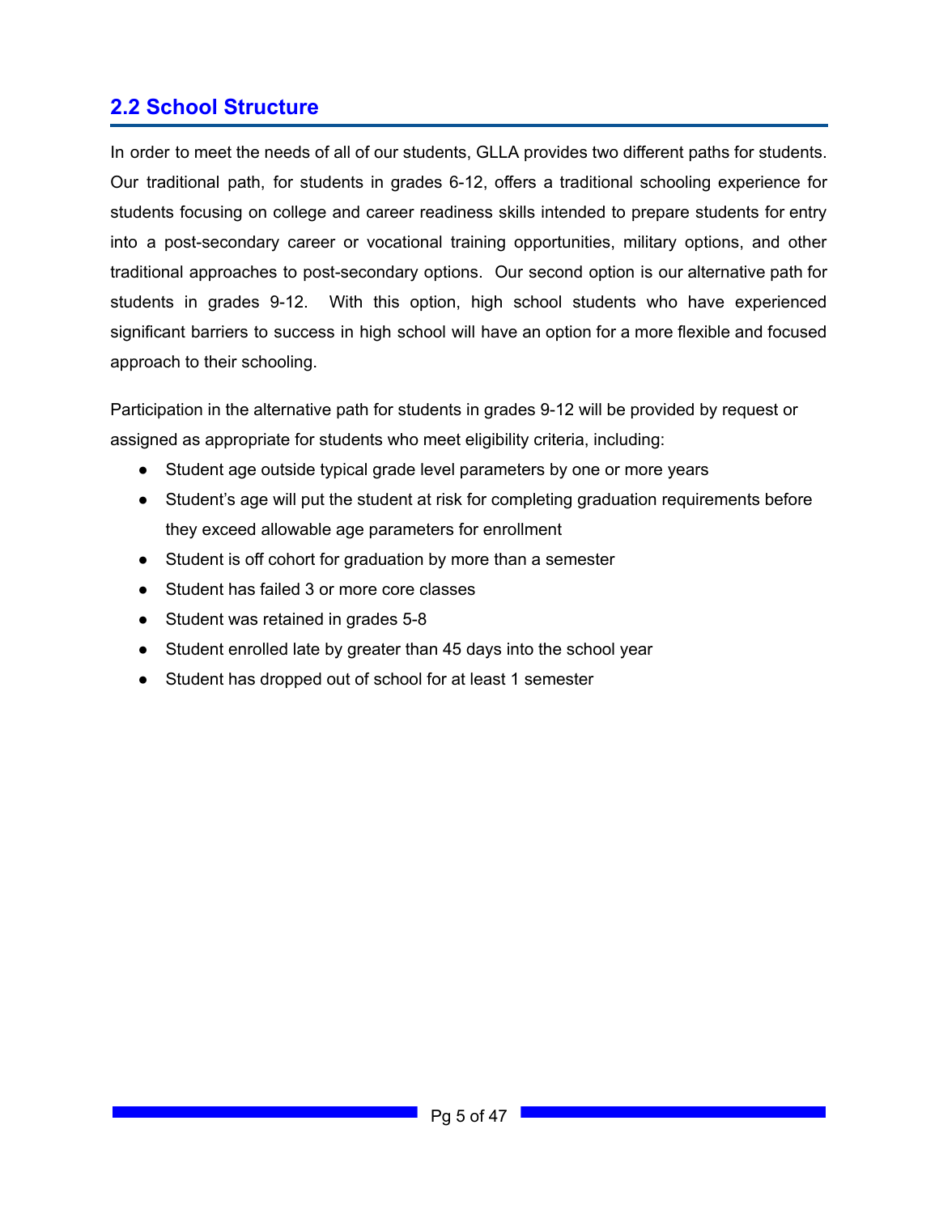## 2.2 School Structure

In order to meet the needs of all of our students, GLLA provides two different paths for students. Our traditional path, for students in grades 6-12, offers a traditional schooling experience for students focusing on college and career readiness skills intended to prepare students for entry into a post-secondary career or vocational training opportunities, military options, and other traditional approaches to post-secondary options. Our second option is our alternative path for students in grades 9-12. With this option, high school students who have experienced significant barriers to success in high school will have an option for a more flexible and focused approach to their schooling.

Participation in the alternative path for students in grades 9-12 will be provided by request or assigned as appropriate for students who meet eligibility criteria, including:

- Student age outside typical grade level parameters by one or more years
- Student's age will put the student at risk for completing graduation requirements before they exceed allowable age parameters for enrollment
- Student is off cohort for graduation by more than a semester
- Student has failed 3 or more core classes
- Student was retained in grades 5-8
- Student enrolled late by greater than 45 days into the school year
- Student has dropped out of school for at least 1 semester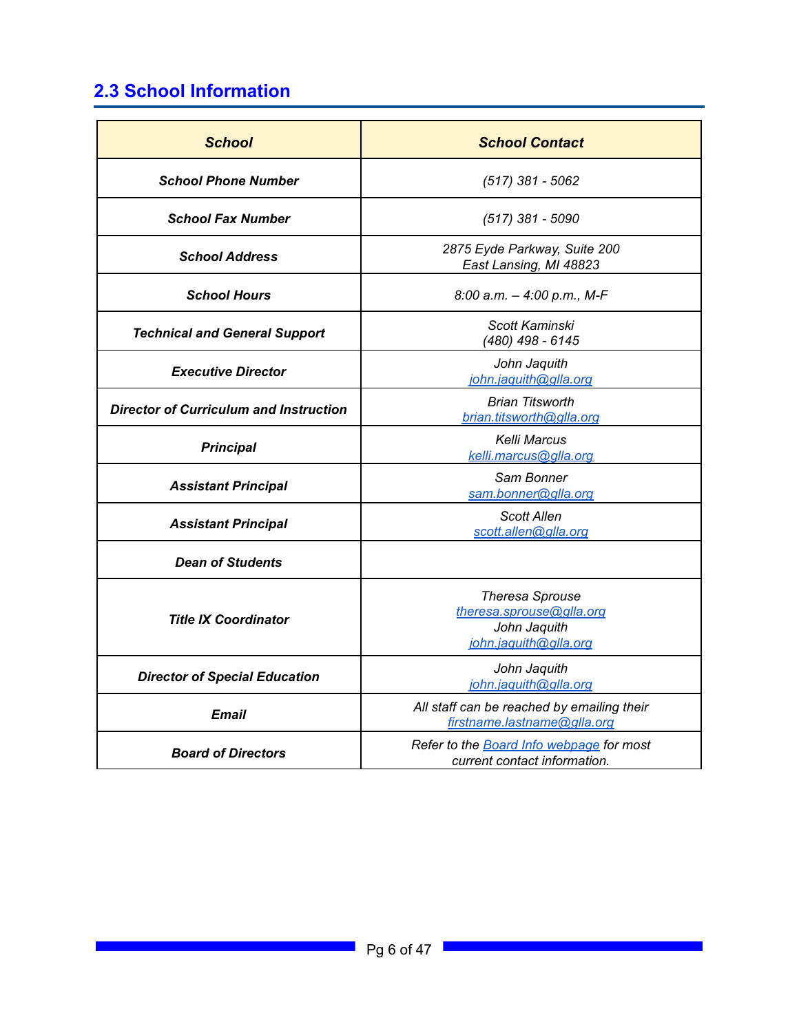## 2.3 School Information

| *School* | *School Contact* |
|---|---|
| ***School Phone Number*** | *(517) 381 - 5062* |
| ***School Fax Number*** | *(517) 381 - 5090* |
| ***School Address*** | *2875 Eyde Parkway, Suite 200*<br>*East Lansing, MI 48823* |
| ***School Hours*** | *8:00 a.m. – 4:00 p.m., M-F* |
| ***Technical and General Support*** | *Scott Kaminski*<br>*(480) 498 - 6145* |
| ***Executive Director*** | *John Jaquith*<br>*john.jaquith@glla.org* |
| ***Director of Curriculum and Instruction*** | *Brian Titsworth*<br>*brian.titsworth@glla.org* |
| ***Principal*** | *Kelli Marcus*<br>*kelli.marcus@glla.org* |
| ***Assistant Principal*** | *Sam Bonner*<br>*sam.bonner@glla.org* |
| ***Assistant Principal*** | *Scott Allen*<br>*scott.allen@glla.org* |
| ***Dean of Students*** | |
| ***Title IX Coordinator*** | *Theresa Sprouse*<br>*theresa.sprouse@glla.org*<br>*John Jaquith*<br>*john.jaquith@glla.org* |
| ***Director of Special Education*** | *John Jaquith*<br>*john.jaquith@glla.org* |
| ***Email*** | *All staff can be reached by emailing their firstname.lastname@glla.org* |
| ***Board of Directors*** | *Refer to the Board Info webpage for most current contact information.* |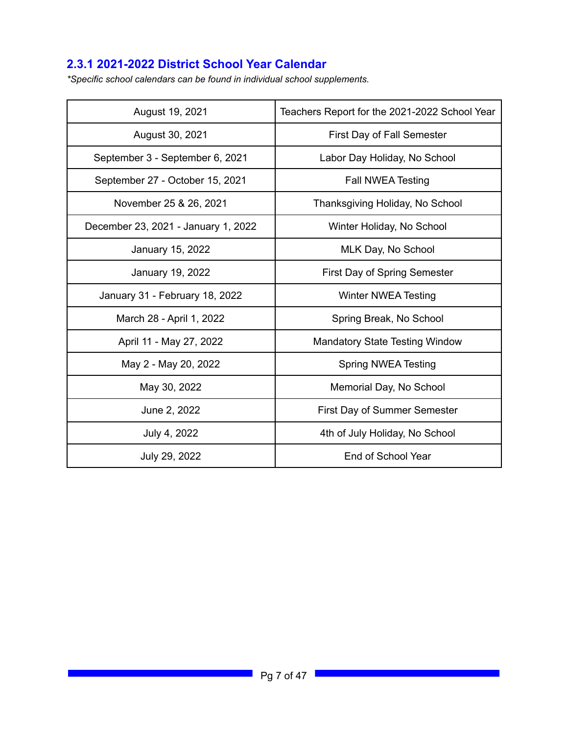### 2.3.1 2021-2022 District School Year Calendar

*\*Specific school calendars can be found in individual school supplements.*

| | |
|---|---|
| August 19, 2021 | Teachers Report for the 2021-2022 School Year |
| August 30, 2021 | First Day of Fall Semester |
| September 3 - September 6, 2021 | Labor Day Holiday, No School |
| September 27 - October 15, 2021 | Fall NWEA Testing |
| November 25 & 26, 2021 | Thanksgiving Holiday, No School |
| December 23, 2021 - January 1, 2022 | Winter Holiday, No School |
| January 15, 2022 | MLK Day, No School |
| January 19, 2022 | First Day of Spring Semester |
| January 31 - February 18, 2022 | Winter NWEA Testing |
| March 28 - April 1, 2022 | Spring Break, No School |
| April 11 - May 27, 2022 | Mandatory State Testing Window |
| May 2 - May 20, 2022 | Spring NWEA Testing |
| May 30, 2022 | Memorial Day, No School |
| June 2, 2022 | First Day of Summer Semester |
| July 4, 2022 | 4th of July Holiday, No School |
| July 29, 2022 | End of School Year |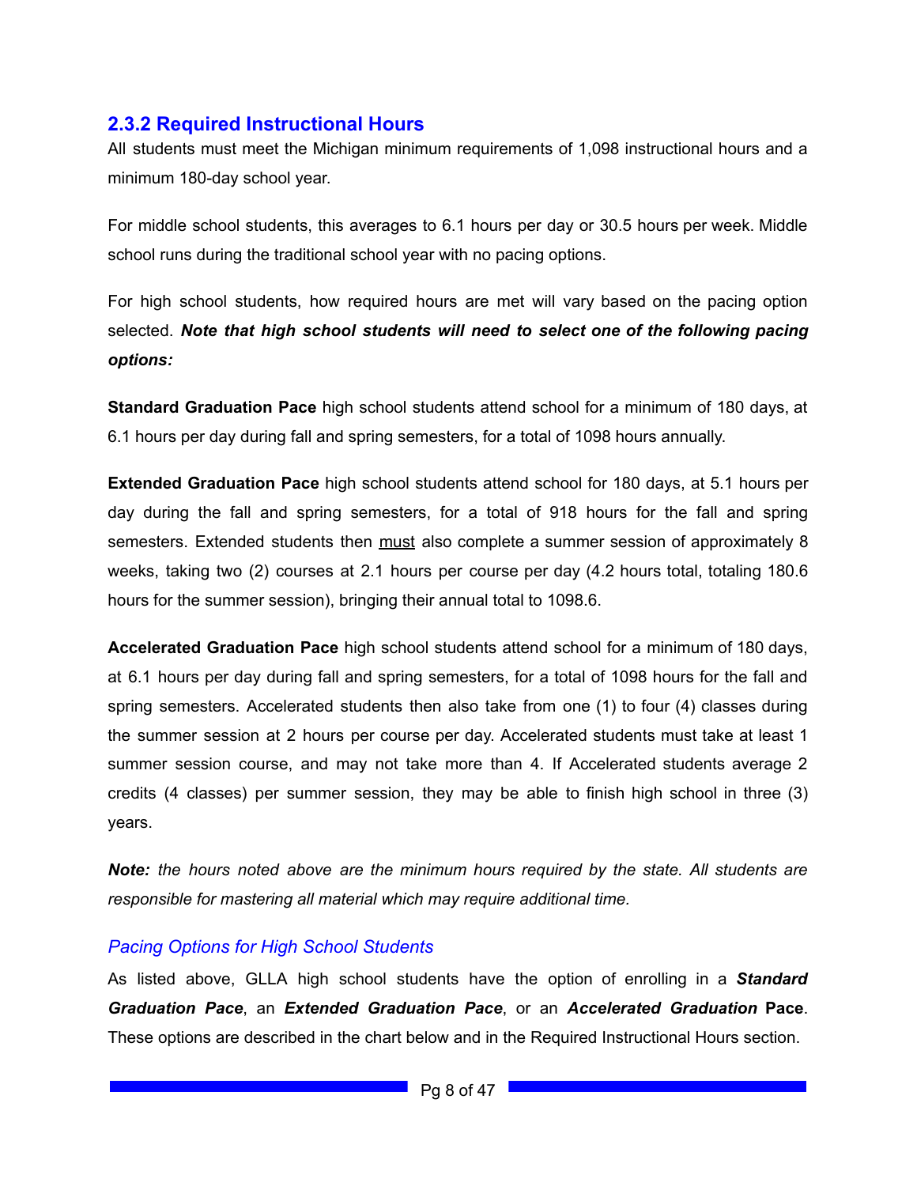### 2.3.2 Required Instructional Hours

All students must meet the Michigan minimum requirements of 1,098 instructional hours and a minimum 180-day school year.

For middle school students, this averages to 6.1 hours per day or 30.5 hours per week. Middle school runs during the traditional school year with no pacing options.

For high school students, how required hours are met will vary based on the pacing option selected. ***Note that high school students will need to select one of the following pacing options:***

**Standard Graduation Pace** high school students attend school for a minimum of 180 days, at 6.1 hours per day during fall and spring semesters, for a total of 1098 hours annually.

**Extended Graduation Pace** high school students attend school for 180 days, at 5.1 hours per day during the fall and spring semesters, for a total of 918 hours for the fall and spring semesters. Extended students then <u>must</u> also complete a summer session of approximately 8 weeks, taking two (2) courses at 2.1 hours per course per day (4.2 hours total, totaling 180.6 hours for the summer session), bringing their annual total to 1098.6.

**Accelerated Graduation Pace** high school students attend school for a minimum of 180 days, at 6.1 hours per day during fall and spring semesters, for a total of 1098 hours for the fall and spring semesters. Accelerated students then also take from one (1) to four (4) classes during the summer session at 2 hours per course per day. Accelerated students must take at least 1 summer session course, and may not take more than 4. If Accelerated students average 2 credits (4 classes) per summer session, they may be able to finish high school in three (3) years.

***Note:*** *the hours noted above are the minimum hours required by the state. All students are responsible for mastering all material which may require additional time.*

#### *Pacing Options for High School Students*

As listed above, GLLA high school students have the option of enrolling in a ***Standard Graduation Pace***, an ***Extended Graduation Pace***, or an ***Accelerated Graduation* Pace**. These options are described in the chart below and in the Required Instructional Hours section.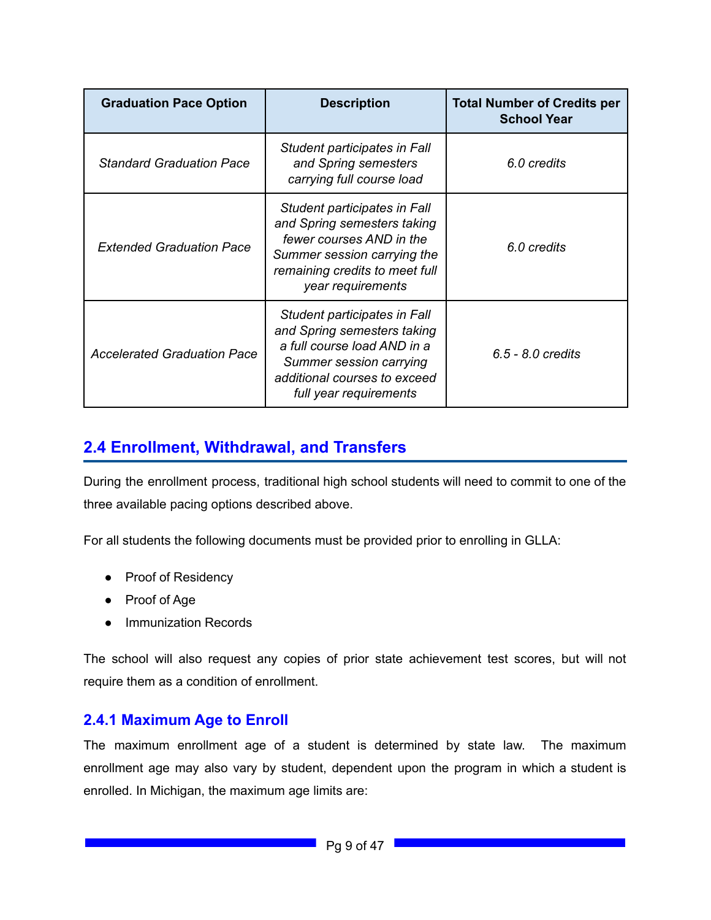| Graduation Pace Option | Description | Total Number of Credits per School Year |
| --- | --- | --- |
| *Standard Graduation Pace* | *Student participates in Fall and Spring semesters carrying full course load* | *6.0 credits* |
| *Extended Graduation Pace* | *Student participates in Fall and Spring semesters taking fewer courses AND in the Summer session carrying the remaining credits to meet full year requirements* | *6.0 credits* |
| *Accelerated Graduation Pace* | *Student participates in Fall and Spring semesters taking a full course load AND in a Summer session carrying additional courses to exceed full year requirements* | *6.5 - 8.0 credits* |

## 2.4 Enrollment, Withdrawal, and Transfers

During the enrollment process, traditional high school students will need to commit to one of the three available pacing options described above.

For all students the following documents must be provided prior to enrolling in GLLA:

- Proof of Residency
- Proof of Age
- Immunization Records

The school will also request any copies of prior state achievement test scores, but will not require them as a condition of enrollment.

### 2.4.1 Maximum Age to Enroll

The maximum enrollment age of a student is determined by state law. The maximum enrollment age may also vary by student, dependent upon the program in which a student is enrolled. In Michigan, the maximum age limits are: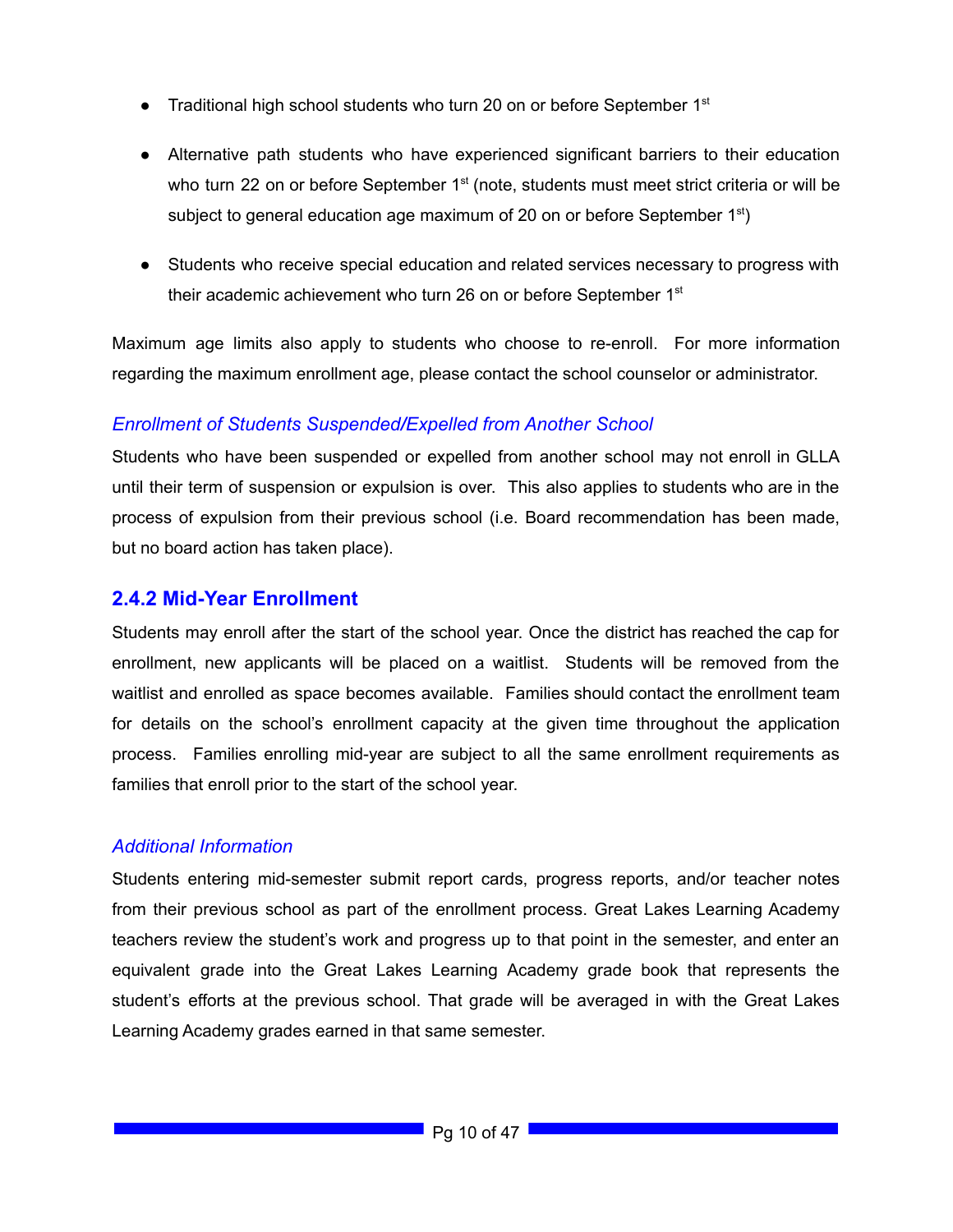- Traditional high school students who turn 20 on or before September 1st
- Alternative path students who have experienced significant barriers to their education who turn 22 on or before September 1st (note, students must meet strict criteria or will be subject to general education age maximum of 20 on or before September 1st)
- Students who receive special education and related services necessary to progress with their academic achievement who turn 26 on or before September 1st

Maximum age limits also apply to students who choose to re-enroll. For more information regarding the maximum enrollment age, please contact the school counselor or administrator.

*Enrollment of Students Suspended/Expelled from Another School*

Students who have been suspended or expelled from another school may not enroll in GLLA until their term of suspension or expulsion is over. This also applies to students who are in the process of expulsion from their previous school (i.e. Board recommendation has been made, but no board action has taken place).

### 2.4.2 Mid-Year Enrollment

Students may enroll after the start of the school year. Once the district has reached the cap for enrollment, new applicants will be placed on a waitlist. Students will be removed from the waitlist and enrolled as space becomes available. Families should contact the enrollment team for details on the school's enrollment capacity at the given time throughout the application process. Families enrolling mid-year are subject to all the same enrollment requirements as families that enroll prior to the start of the school year.

*Additional Information*

Students entering mid-semester submit report cards, progress reports, and/or teacher notes from their previous school as part of the enrollment process. Great Lakes Learning Academy teachers review the student's work and progress up to that point in the semester, and enter an equivalent grade into the Great Lakes Learning Academy grade book that represents the student's efforts at the previous school. That grade will be averaged in with the Great Lakes Learning Academy grades earned in that same semester.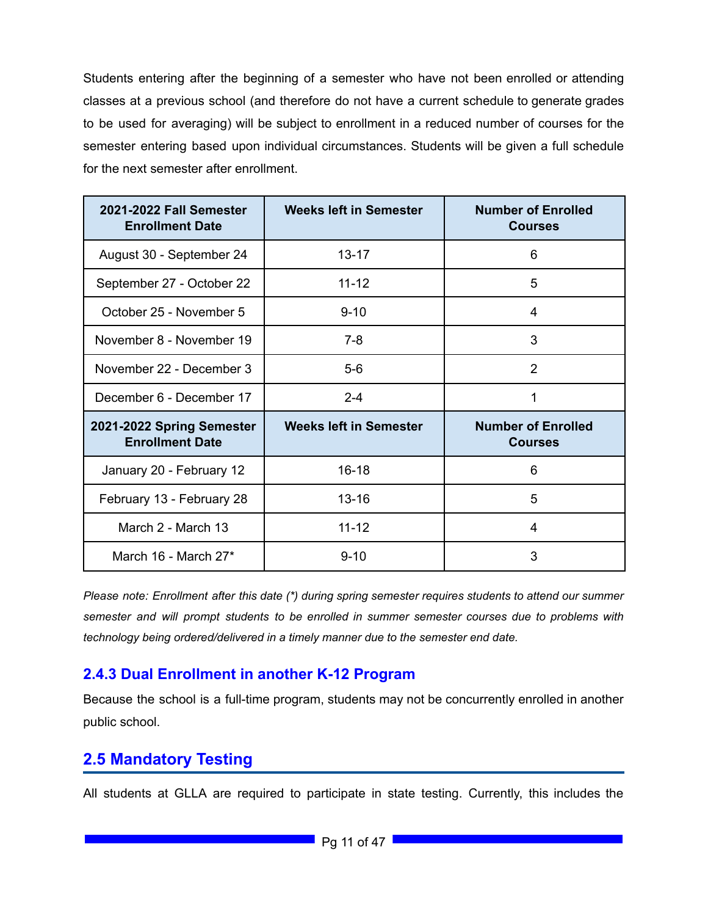Students entering after the beginning of a semester who have not been enrolled or attending classes at a previous school (and therefore do not have a current schedule to generate grades to be used for averaging) will be subject to enrollment in a reduced number of courses for the semester entering based upon individual circumstances. Students will be given a full schedule for the next semester after enrollment.

| 2021-2022 Fall Semester Enrollment Date | Weeks left in Semester | Number of Enrolled Courses |
|---|---|---|
| August 30 - September 24 | 13-17 | 6 |
| September 27 - October 22 | 11-12 | 5 |
| October 25 - November 5 | 9-10 | 4 |
| November 8 - November 19 | 7-8 | 3 |
| November 22 - December 3 | 5-6 | 2 |
| December 6 - December 17 | 2-4 | 1 |
| **2021-2022 Spring Semester Enrollment Date** | **Weeks left in Semester** | **Number of Enrolled Courses** |
| January 20 - February 12 | 16-18 | 6 |
| February 13 - February 28 | 13-16 | 5 |
| March 2 - March 13 | 11-12 | 4 |
| March 16 - March 27* | 9-10 | 3 |

*Please note: Enrollment after this date (*) during spring semester requires students to attend our summer semester and will prompt students to be enrolled in summer semester courses due to problems with technology being ordered/delivered in a timely manner due to the semester end date.*

### 2.4.3 Dual Enrollment in another K-12 Program

Because the school is a full-time program, students may not be concurrently enrolled in another public school.

## 2.5 Mandatory Testing

All students at GLLA are required to participate in state testing. Currently, this includes the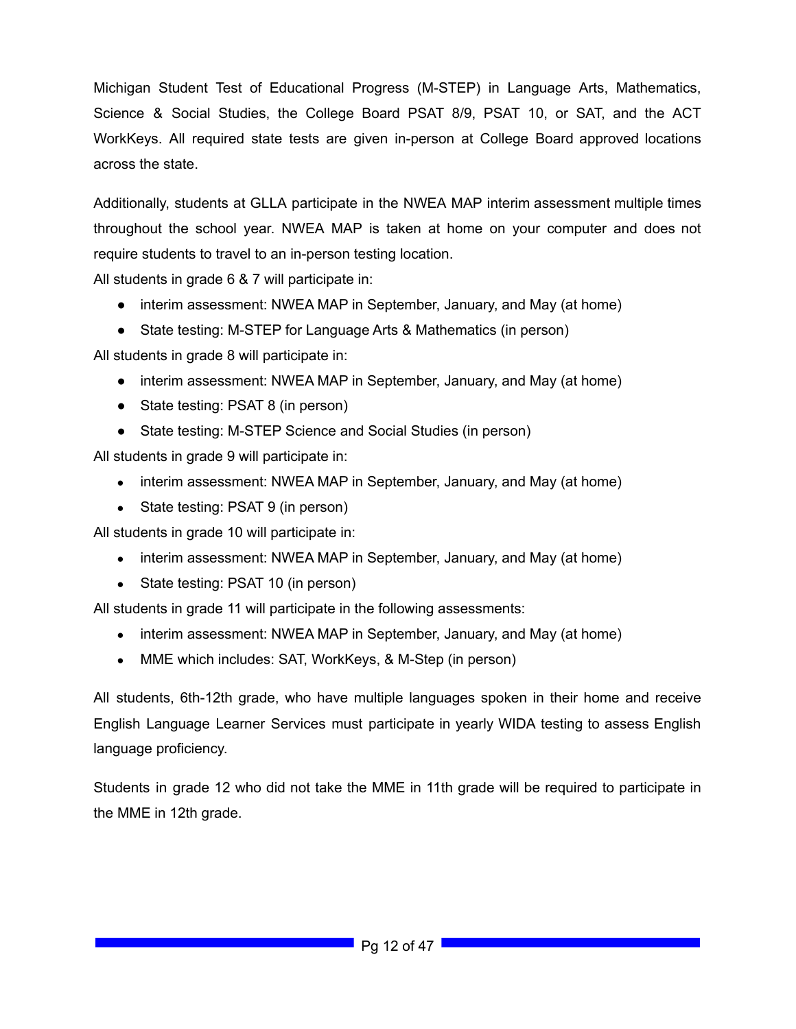Michigan Student Test of Educational Progress (M-STEP) in Language Arts, Mathematics, Science & Social Studies, the College Board PSAT 8/9, PSAT 10, or SAT, and the ACT WorkKeys. All required state tests are given in-person at College Board approved locations across the state.

Additionally, students at GLLA participate in the NWEA MAP interim assessment multiple times throughout the school year. NWEA MAP is taken at home on your computer and does not require students to travel to an in-person testing location.

All students in grade 6 & 7 will participate in:

- interim assessment: NWEA MAP in September, January, and May (at home)
- State testing: M-STEP for Language Arts & Mathematics (in person)

All students in grade 8 will participate in:

- interim assessment: NWEA MAP in September, January, and May (at home)
- State testing: PSAT 8 (in person)
- State testing: M-STEP Science and Social Studies (in person)

All students in grade 9 will participate in:

- interim assessment: NWEA MAP in September, January, and May (at home)
- State testing: PSAT 9 (in person)

All students in grade 10 will participate in:

- interim assessment: NWEA MAP in September, January, and May (at home)
- State testing: PSAT 10 (in person)

All students in grade 11 will participate in the following assessments:

- interim assessment: NWEA MAP in September, January, and May (at home)
- MME which includes: SAT, WorkKeys, & M-Step (in person)

All students, 6th-12th grade, who have multiple languages spoken in their home and receive English Language Learner Services must participate in yearly WIDA testing to assess English language proficiency.

Students in grade 12 who did not take the MME in 11th grade will be required to participate in the MME in 12th grade.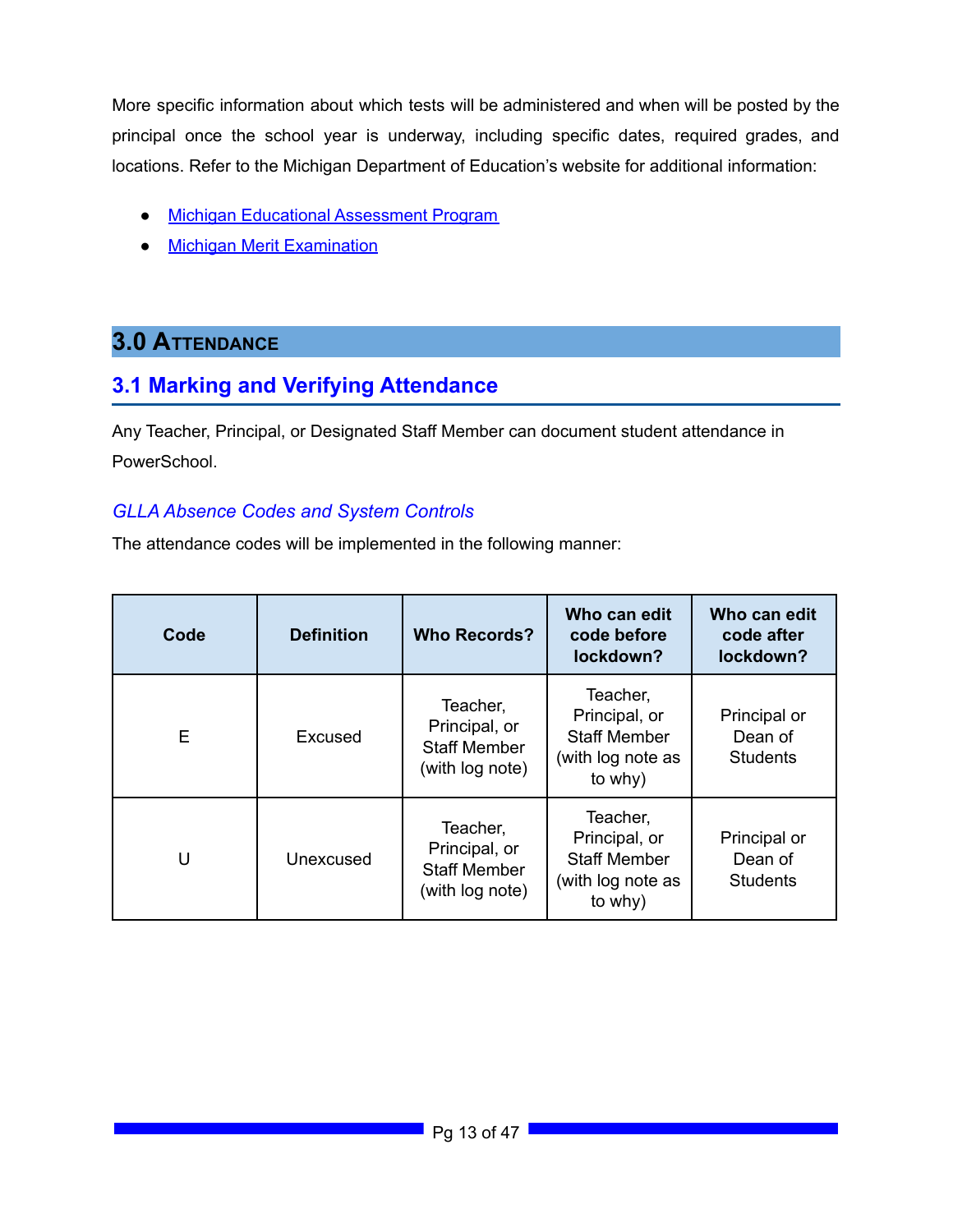More specific information about which tests will be administered and when will be posted by the principal once the school year is underway, including specific dates, required grades, and locations. Refer to the Michigan Department of Education's website for additional information:

- Michigan Educational Assessment Program
- Michigan Merit Examination

# 3.0 Attendance

## 3.1 Marking and Verifying Attendance

Any Teacher, Principal, or Designated Staff Member can document student attendance in PowerSchool.

### *GLLA Absence Codes and System Controls*

The attendance codes will be implemented in the following manner:

| Code | Definition | Who Records? | Who can edit code before lockdown? | Who can edit code after lockdown? |
|---|---|---|---|---|
| E | Excused | Teacher, Principal, or Staff Member (with log note) | Teacher, Principal, or Staff Member (with log note as to why) | Principal or Dean of Students |
| U | Unexcused | Teacher, Principal, or Staff Member (with log note) | Teacher, Principal, or Staff Member (with log note as to why) | Principal or Dean of Students |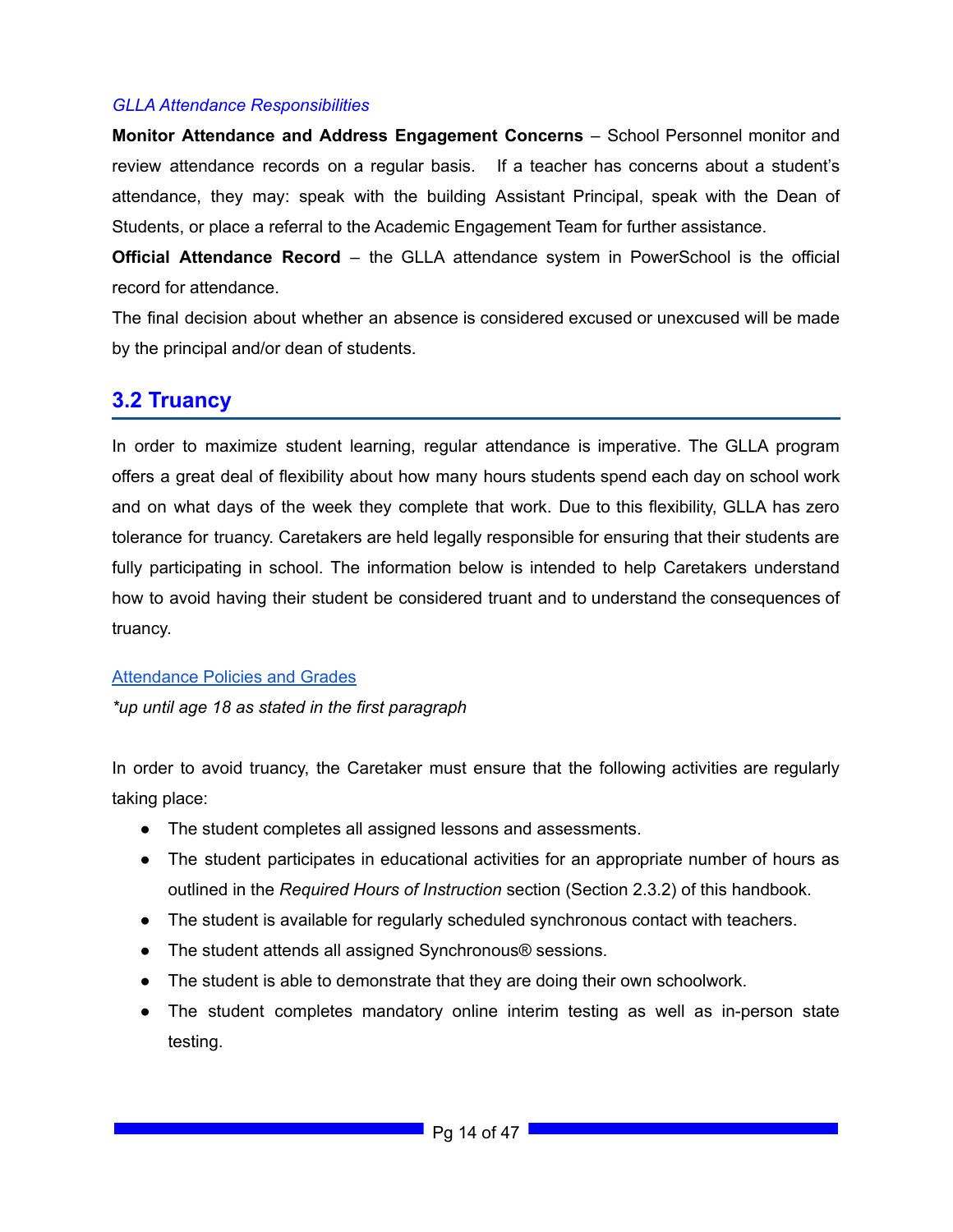*GLLA Attendance Responsibilities*

**Monitor Attendance and Address Engagement Concerns** – School Personnel monitor and review attendance records on a regular basis. If a teacher has concerns about a student's attendance, they may: speak with the building Assistant Principal, speak with the Dean of Students, or place a referral to the Academic Engagement Team for further assistance.

**Official Attendance Record** – the GLLA attendance system in PowerSchool is the official record for attendance.

The final decision about whether an absence is considered excused or unexcused will be made by the principal and/or dean of students.

## 3.2 Truancy

In order to maximize student learning, regular attendance is imperative. The GLLA program offers a great deal of flexibility about how many hours students spend each day on school work and on what days of the week they complete that work. Due to this flexibility, GLLA has zero tolerance for truancy. Caretakers are held legally responsible for ensuring that their students are fully participating in school. The information below is intended to help Caretakers understand how to avoid having their student be considered truant and to understand the consequences of truancy.

Attendance Policies and Grades

*\*up until age 18 as stated in the first paragraph*

In order to avoid truancy, the Caretaker must ensure that the following activities are regularly taking place:

- The student completes all assigned lessons and assessments.
- The student participates in educational activities for an appropriate number of hours as outlined in the *Required Hours of Instruction* section (Section 2.3.2) of this handbook.
- The student is available for regularly scheduled synchronous contact with teachers.
- The student attends all assigned Synchronous® sessions.
- The student is able to demonstrate that they are doing their own schoolwork.
- The student completes mandatory online interim testing as well as in-person state testing.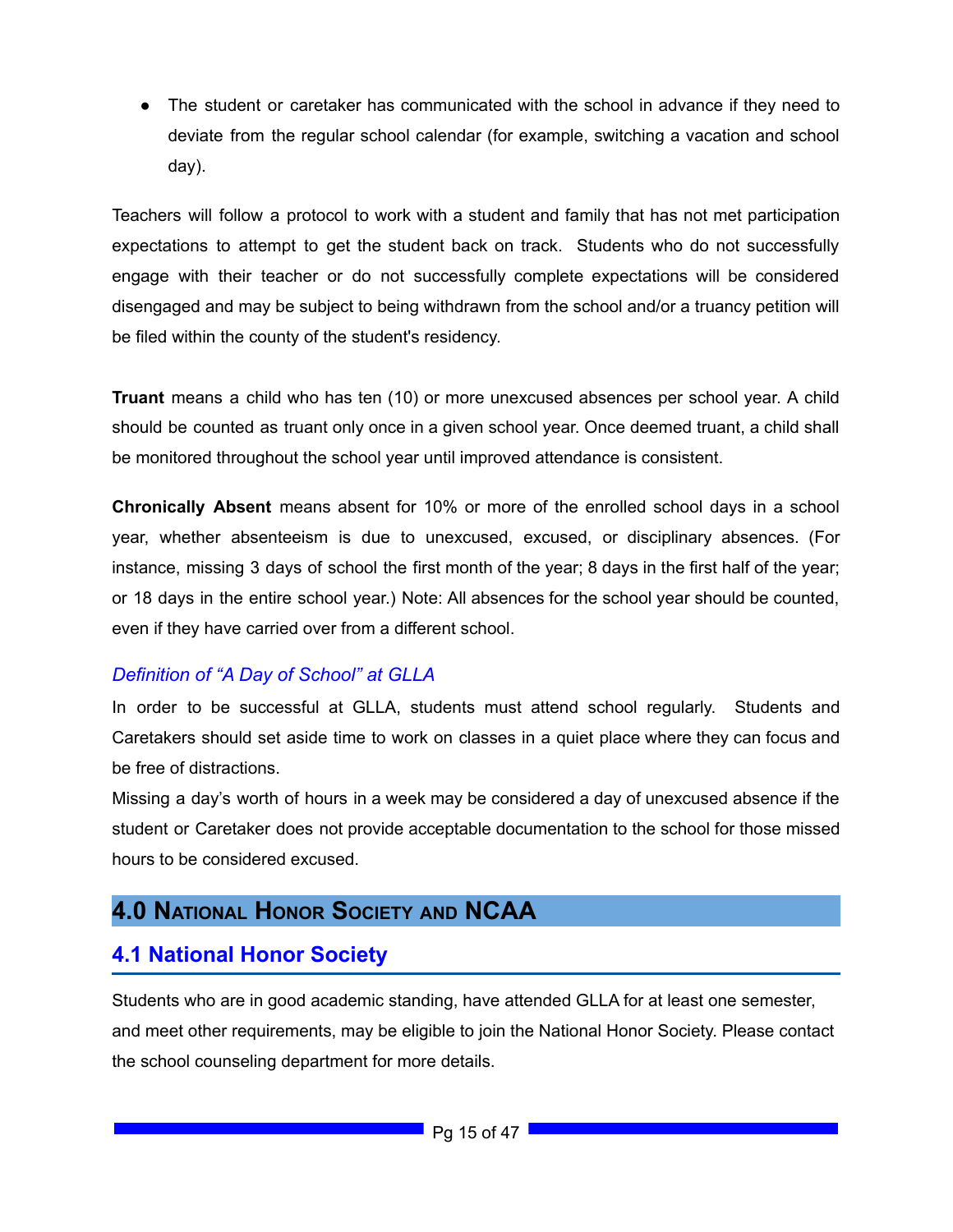- The student or caretaker has communicated with the school in advance if they need to deviate from the regular school calendar (for example, switching a vacation and school day).

Teachers will follow a protocol to work with a student and family that has not met participation expectations to attempt to get the student back on track. Students who do not successfully engage with their teacher or do not successfully complete expectations will be considered disengaged and may be subject to being withdrawn from the school and/or a truancy petition will be filed within the county of the student's residency.

**Truant** means a child who has ten (10) or more unexcused absences per school year. A child should be counted as truant only once in a given school year. Once deemed truant, a child shall be monitored throughout the school year until improved attendance is consistent.

**Chronically Absent** means absent for 10% or more of the enrolled school days in a school year, whether absenteeism is due to unexcused, excused, or disciplinary absences. (For instance, missing 3 days of school the first month of the year; 8 days in the first half of the year; or 18 days in the entire school year.) Note: All absences for the school year should be counted, even if they have carried over from a different school.

### *Definition of "A Day of School" at GLLA*

In order to be successful at GLLA, students must attend school regularly. Students and Caretakers should set aside time to work on classes in a quiet place where they can focus and be free of distractions.

Missing a day's worth of hours in a week may be considered a day of unexcused absence if the student or Caretaker does not provide acceptable documentation to the school for those missed hours to be considered excused.

# 4.0 National Honor Society and NCAA

## 4.1 National Honor Society

Students who are in good academic standing, have attended GLLA for at least one semester, and meet other requirements, may be eligible to join the National Honor Society. Please contact the school counseling department for more details.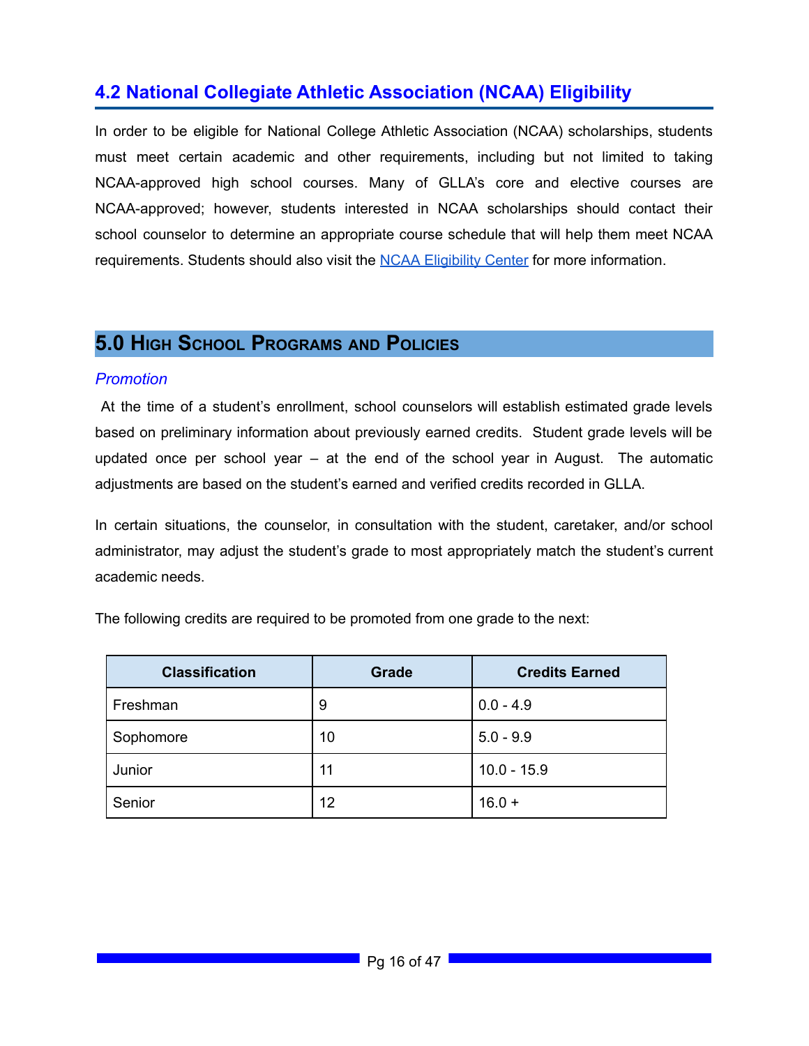## 4.2 National Collegiate Athletic Association (NCAA) Eligibility

In order to be eligible for National College Athletic Association (NCAA) scholarships, students must meet certain academic and other requirements, including but not limited to taking NCAA-approved high school courses. Many of GLLA's core and elective courses are NCAA-approved; however, students interested in NCAA scholarships should contact their school counselor to determine an appropriate course schedule that will help them meet NCAA requirements. Students should also visit the [NCAA Eligibility Center](#) for more information.

# 5.0 High School Programs and Policies

### *Promotion*

At the time of a student's enrollment, school counselors will establish estimated grade levels based on preliminary information about previously earned credits. Student grade levels will be updated once per school year – at the end of the school year in August. The automatic adjustments are based on the student's earned and verified credits recorded in GLLA.

In certain situations, the counselor, in consultation with the student, caretaker, and/or school administrator, may adjust the student's grade to most appropriately match the student's current academic needs.

The following credits are required to be promoted from one grade to the next:

| Classification | Grade | Credits Earned |
|---|---|---|
| Freshman | 9 | 0.0 - 4.9 |
| Sophomore | 10 | 5.0 - 9.9 |
| Junior | 11 | 10.0 - 15.9 |
| Senior | 12 | 16.0 + |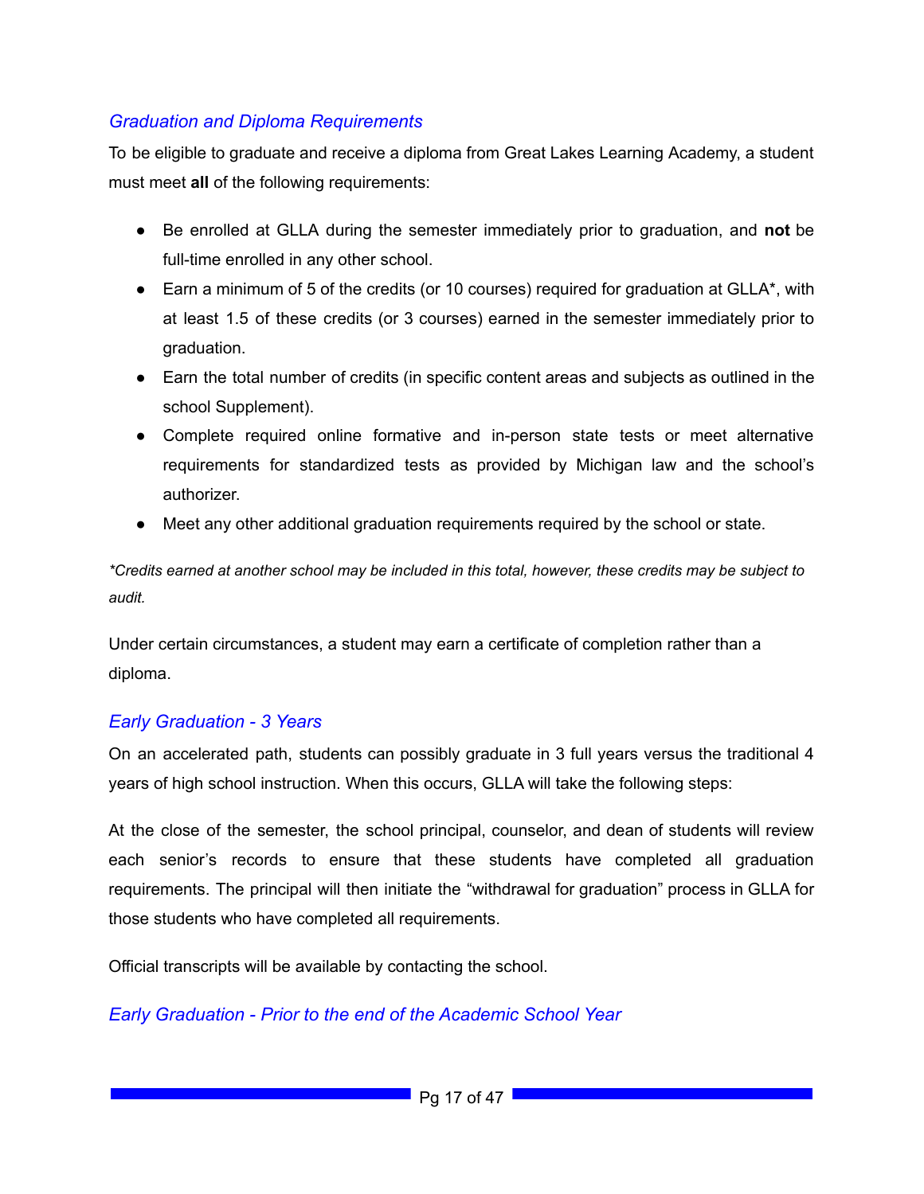### *Graduation and Diploma Requirements*

To be eligible to graduate and receive a diploma from Great Lakes Learning Academy, a student must meet **all** of the following requirements:

- Be enrolled at GLLA during the semester immediately prior to graduation, and **not** be full-time enrolled in any other school.
- Earn a minimum of 5 of the credits (or 10 courses) required for graduation at GLLA*, with at least 1.5 of these credits (or 3 courses) earned in the semester immediately prior to graduation.
- Earn the total number of credits (in specific content areas and subjects as outlined in the school Supplement).
- Complete required online formative and in-person state tests or meet alternative requirements for standardized tests as provided by Michigan law and the school's authorizer.
- Meet any other additional graduation requirements required by the school or state.

*\*Credits earned at another school may be included in this total, however, these credits may be subject to audit.*

Under certain circumstances, a student may earn a certificate of completion rather than a diploma.

### *Early Graduation - 3 Years*

On an accelerated path, students can possibly graduate in 3 full years versus the traditional 4 years of high school instruction. When this occurs, GLLA will take the following steps:

At the close of the semester, the school principal, counselor, and dean of students will review each senior's records to ensure that these students have completed all graduation requirements. The principal will then initiate the "withdrawal for graduation" process in GLLA for those students who have completed all requirements.

Official transcripts will be available by contacting the school.

### *Early Graduation - Prior to the end of the Academic School Year*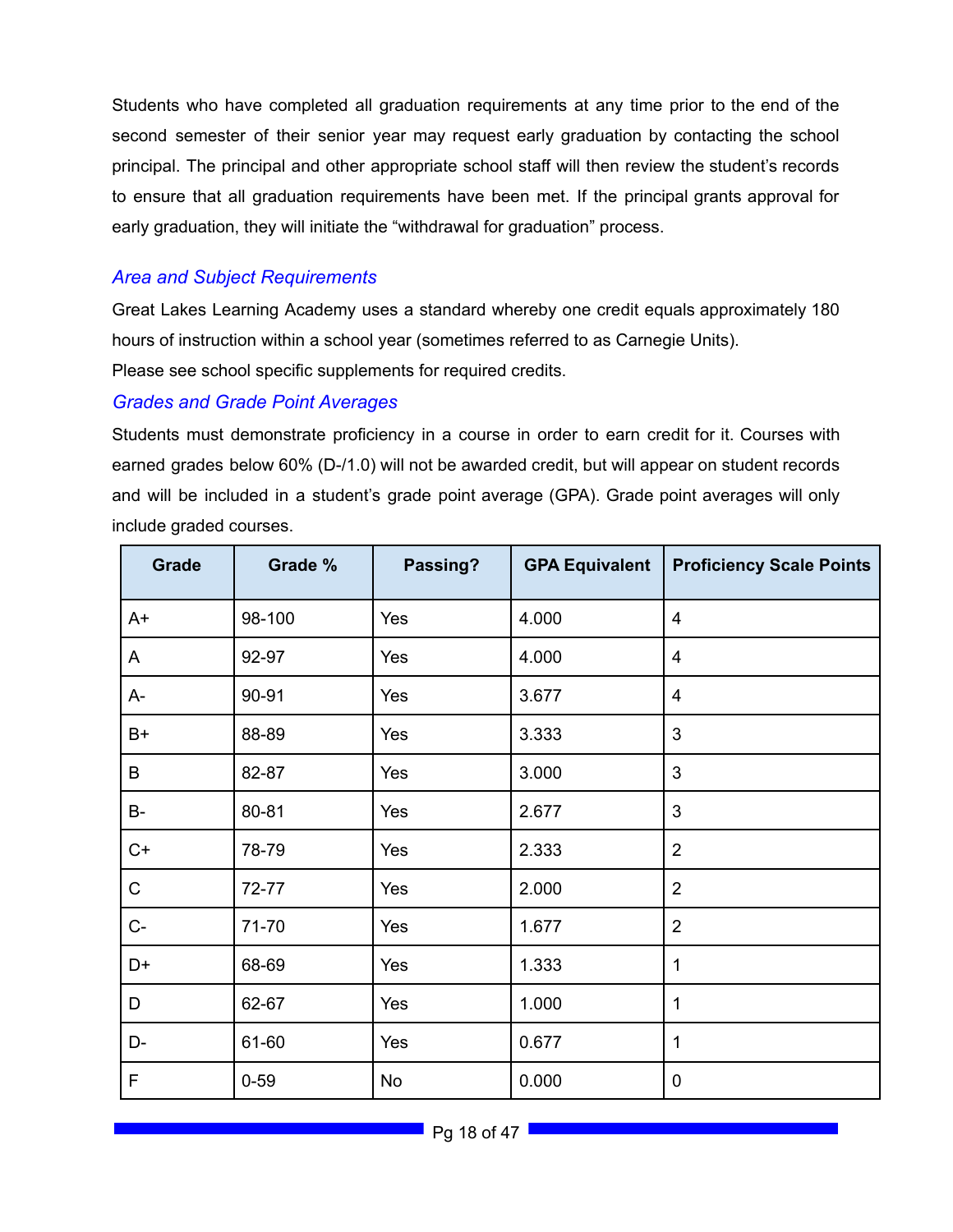Students who have completed all graduation requirements at any time prior to the end of the second semester of their senior year may request early graduation by contacting the school principal. The principal and other appropriate school staff will then review the student's records to ensure that all graduation requirements have been met. If the principal grants approval for early graduation, they will initiate the "withdrawal for graduation" process.

### *Area and Subject Requirements*

Great Lakes Learning Academy uses a standard whereby one credit equals approximately 180 hours of instruction within a school year (sometimes referred to as Carnegie Units).
Please see school specific supplements for required credits.

### *Grades and Grade Point Averages*

Students must demonstrate proficiency in a course in order to earn credit for it. Courses with earned grades below 60% (D-/1.0) will not be awarded credit, but will appear on student records and will be included in a student's grade point average (GPA). Grade point averages will only include graded courses.

| Grade | Grade % | Passing? | GPA Equivalent | Proficiency Scale Points |
|---|---|---|---|---|
| A+ | 98-100 | Yes | 4.000 | 4 |
| A | 92-97 | Yes | 4.000 | 4 |
| A- | 90-91 | Yes | 3.677 | 4 |
| B+ | 88-89 | Yes | 3.333 | 3 |
| B | 82-87 | Yes | 3.000 | 3 |
| B- | 80-81 | Yes | 2.677 | 3 |
| C+ | 78-79 | Yes | 2.333 | 2 |
| C | 72-77 | Yes | 2.000 | 2 |
| C- | 71-70 | Yes | 1.677 | 2 |
| D+ | 68-69 | Yes | 1.333 | 1 |
| D | 62-67 | Yes | 1.000 | 1 |
| D- | 61-60 | Yes | 0.677 | 1 |
| F | 0-59 | No | 0.000 | 0 |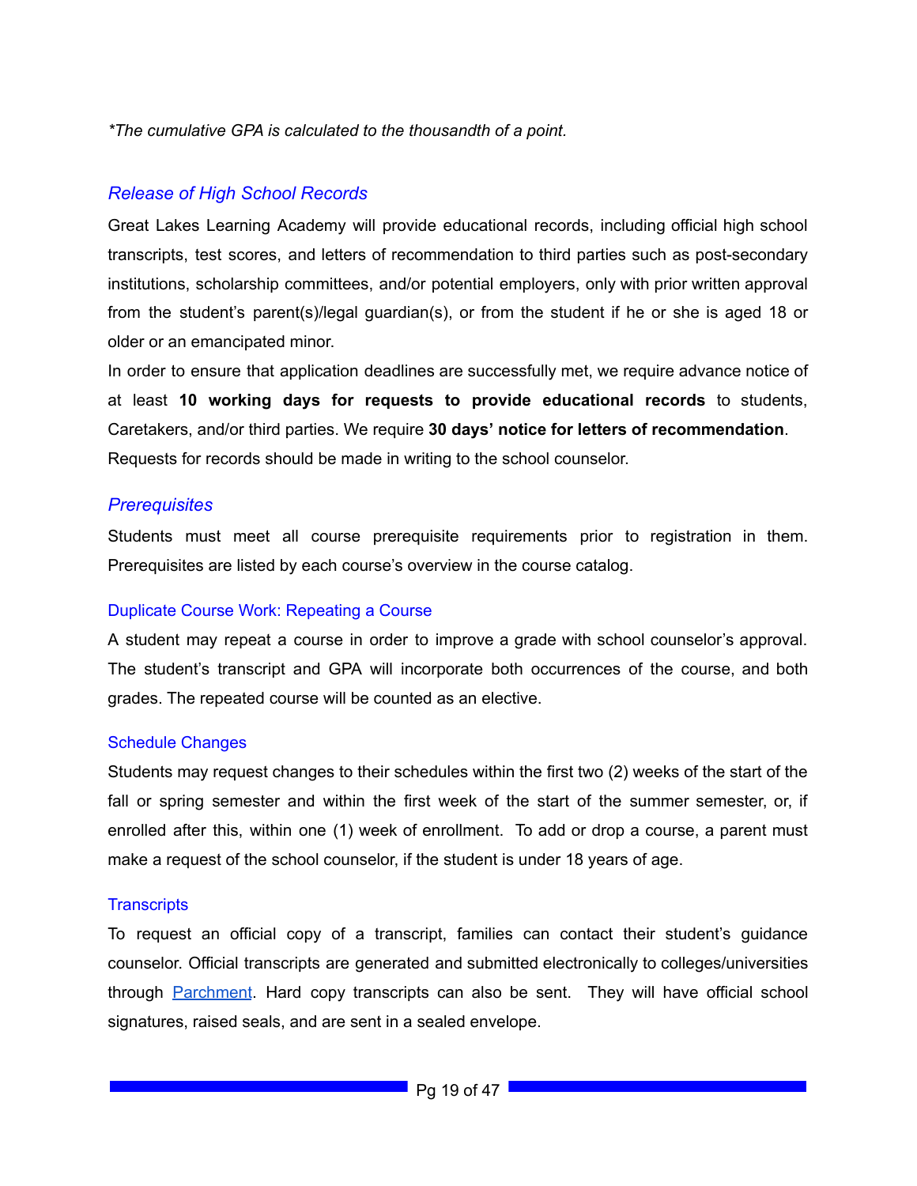*\*The cumulative GPA is calculated to the thousandth of a point.*

### *Release of High School Records*

Great Lakes Learning Academy will provide educational records, including official high school transcripts, test scores, and letters of recommendation to third parties such as post-secondary institutions, scholarship committees, and/or potential employers, only with prior written approval from the student's parent(s)/legal guardian(s), or from the student if he or she is aged 18 or older or an emancipated minor.

In order to ensure that application deadlines are successfully met, we require advance notice of at least **10 working days for requests to provide educational records** to students, Caretakers, and/or third parties. We require **30 days' notice for letters of recommendation**. Requests for records should be made in writing to the school counselor.

### *Prerequisites*

Students must meet all course prerequisite requirements prior to registration in them. Prerequisites are listed by each course's overview in the course catalog.

#### Duplicate Course Work: Repeating a Course

A student may repeat a course in order to improve a grade with school counselor's approval. The student's transcript and GPA will incorporate both occurrences of the course, and both grades. The repeated course will be counted as an elective.

#### Schedule Changes

Students may request changes to their schedules within the first two (2) weeks of the start of the fall or spring semester and within the first week of the start of the summer semester, or, if enrolled after this, within one (1) week of enrollment. To add or drop a course, a parent must make a request of the school counselor, if the student is under 18 years of age.

#### Transcripts

To request an official copy of a transcript, families can contact their student's guidance counselor. Official transcripts are generated and submitted electronically to colleges/universities through Parchment. Hard copy transcripts can also be sent. They will have official school signatures, raised seals, and are sent in a sealed envelope.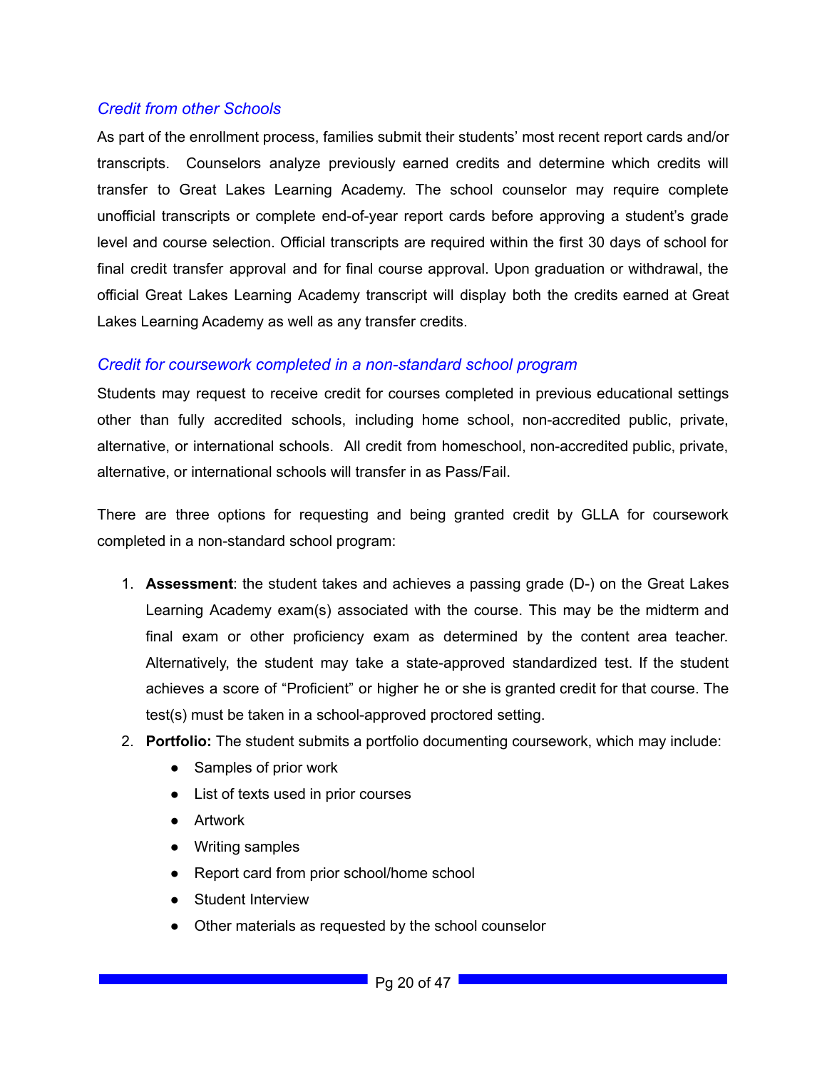### *Credit from other Schools*

As part of the enrollment process, families submit their students' most recent report cards and/or transcripts.  Counselors analyze previously earned credits and determine which credits will transfer to Great Lakes Learning Academy. The school counselor may require complete unofficial transcripts or complete end-of-year report cards before approving a student's grade level and course selection. Official transcripts are required within the first 30 days of school for final credit transfer approval and for final course approval. Upon graduation or withdrawal, the official Great Lakes Learning Academy transcript will display both the credits earned at Great Lakes Learning Academy as well as any transfer credits.

### *Credit for coursework completed in a non-standard school program*

Students may request to receive credit for courses completed in previous educational settings other than fully accredited schools, including home school, non-accredited public, private, alternative, or international schools.  All credit from homeschool, non-accredited public, private, alternative, or international schools will transfer in as Pass/Fail.

There are three options for requesting and being granted credit by GLLA for coursework completed in a non-standard school program:

1. **Assessment**: the student takes and achieves a passing grade (D-) on the Great Lakes Learning Academy exam(s) associated with the course. This may be the midterm and final exam or other proficiency exam as determined by the content area teacher. Alternatively, the student may take a state-approved standardized test. If the student achieves a score of "Proficient" or higher he or she is granted credit for that course. The test(s) must be taken in a school-approved proctored setting.
2. **Portfolio:** The student submits a portfolio documenting coursework, which may include:
    - Samples of prior work
    - List of texts used in prior courses
    - Artwork
    - Writing samples
    - Report card from prior school/home school
    - Student Interview
    - Other materials as requested by the school counselor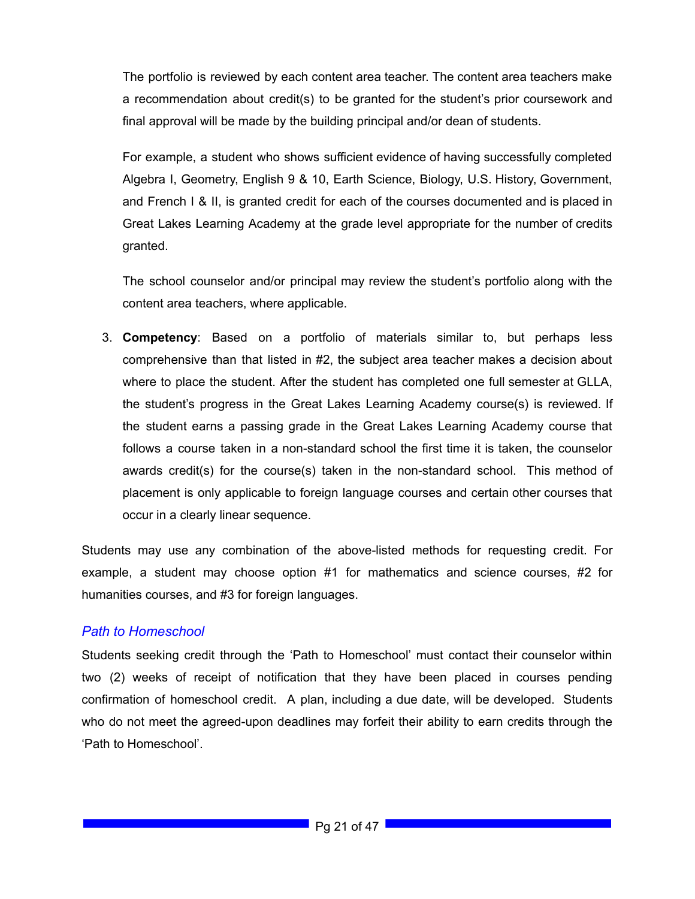The portfolio is reviewed by each content area teacher. The content area teachers make a recommendation about credit(s) to be granted for the student's prior coursework and final approval will be made by the building principal and/or dean of students.

For example, a student who shows sufficient evidence of having successfully completed Algebra I, Geometry, English 9 & 10, Earth Science, Biology, U.S. History, Government, and French I & II, is granted credit for each of the courses documented and is placed in Great Lakes Learning Academy at the grade level appropriate for the number of credits granted.

The school counselor and/or principal may review the student's portfolio along with the content area teachers, where applicable.

3. **Competency**: Based on a portfolio of materials similar to, but perhaps less comprehensive than that listed in #2, the subject area teacher makes a decision about where to place the student. After the student has completed one full semester at GLLA, the student's progress in the Great Lakes Learning Academy course(s) is reviewed. If the student earns a passing grade in the Great Lakes Learning Academy course that follows a course taken in a non-standard school the first time it is taken, the counselor awards credit(s) for the course(s) taken in the non-standard school. This method of placement is only applicable to foreign language courses and certain other courses that occur in a clearly linear sequence.

Students may use any combination of the above-listed methods for requesting credit. For example, a student may choose option #1 for mathematics and science courses, #2 for humanities courses, and #3 for foreign languages.

### *Path to Homeschool*

Students seeking credit through the 'Path to Homeschool' must contact their counselor within two (2) weeks of receipt of notification that they have been placed in courses pending confirmation of homeschool credit. A plan, including a due date, will be developed. Students who do not meet the agreed-upon deadlines may forfeit their ability to earn credits through the 'Path to Homeschool'.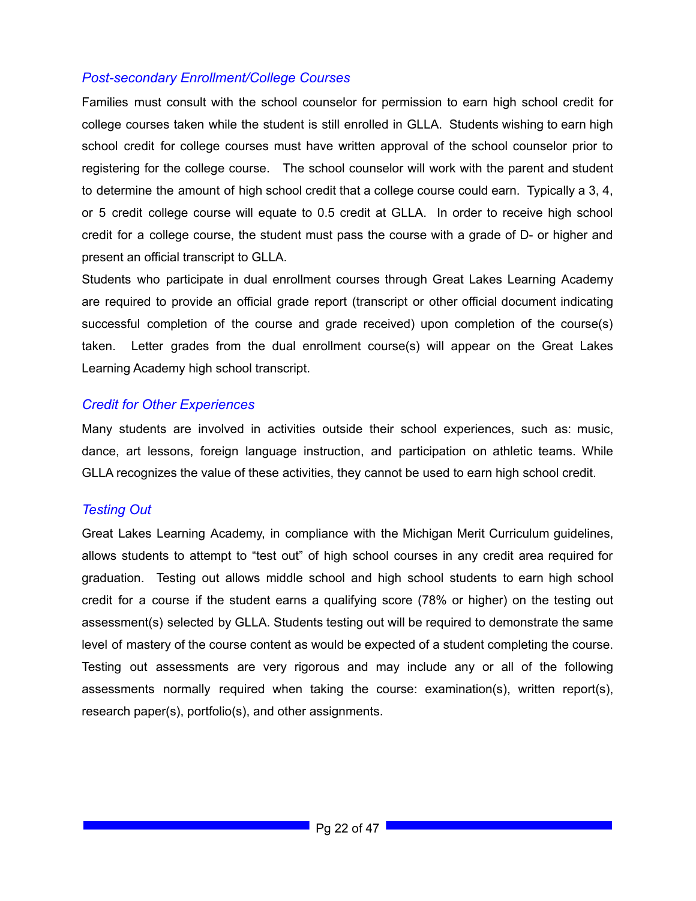### *Post-secondary Enrollment/College Courses*

Families must consult with the school counselor for permission to earn high school credit for college courses taken while the student is still enrolled in GLLA. Students wishing to earn high school credit for college courses must have written approval of the school counselor prior to registering for the college course. The school counselor will work with the parent and student to determine the amount of high school credit that a college course could earn. Typically a 3, 4, or 5 credit college course will equate to 0.5 credit at GLLA. In order to receive high school credit for a college course, the student must pass the course with a grade of D- or higher and present an official transcript to GLLA.

Students who participate in dual enrollment courses through Great Lakes Learning Academy are required to provide an official grade report (transcript or other official document indicating successful completion of the course and grade received) upon completion of the course(s) taken. Letter grades from the dual enrollment course(s) will appear on the Great Lakes Learning Academy high school transcript.

### *Credit for Other Experiences*

Many students are involved in activities outside their school experiences, such as: music, dance, art lessons, foreign language instruction, and participation on athletic teams. While GLLA recognizes the value of these activities, they cannot be used to earn high school credit.

### *Testing Out*

Great Lakes Learning Academy, in compliance with the Michigan Merit Curriculum guidelines, allows students to attempt to "test out" of high school courses in any credit area required for graduation. Testing out allows middle school and high school students to earn high school credit for a course if the student earns a qualifying score (78% or higher) on the testing out assessment(s) selected by GLLA. Students testing out will be required to demonstrate the same level of mastery of the course content as would be expected of a student completing the course. Testing out assessments are very rigorous and may include any or all of the following assessments normally required when taking the course: examination(s), written report(s), research paper(s), portfolio(s), and other assignments.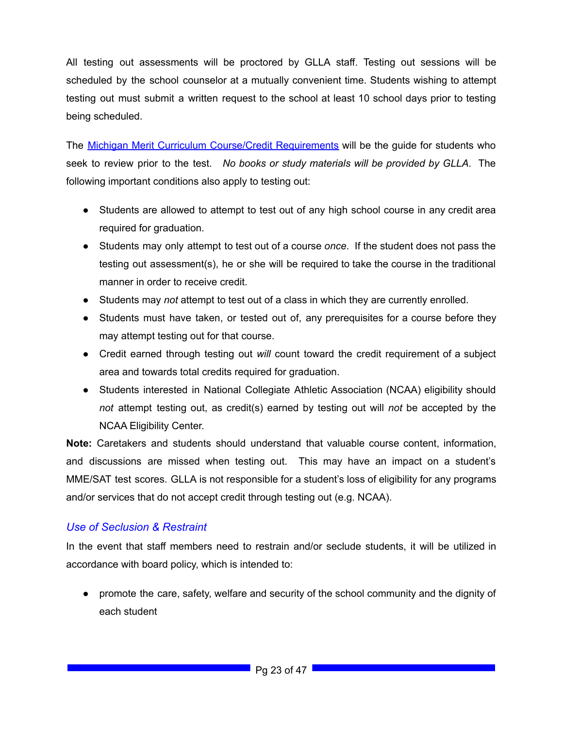All testing out assessments will be proctored by GLLA staff. Testing out sessions will be scheduled by the school counselor at a mutually convenient time. Students wishing to attempt testing out must submit a written request to the school at least 10 school days prior to testing being scheduled.

The [Michigan Merit Curriculum Course/Credit Requirements]() will be the guide for students who seek to review prior to the test. *No books or study materials will be provided by GLLA*. The following important conditions also apply to testing out:

- Students are allowed to attempt to test out of any high school course in any credit area required for graduation.
- Students may only attempt to test out of a course *once*. If the student does not pass the testing out assessment(s), he or she will be required to take the course in the traditional manner in order to receive credit.
- Students may *not* attempt to test out of a class in which they are currently enrolled.
- Students must have taken, or tested out of, any prerequisites for a course before they may attempt testing out for that course.
- Credit earned through testing out *will* count toward the credit requirement of a subject area and towards total credits required for graduation.
- Students interested in National Collegiate Athletic Association (NCAA) eligibility should *not* attempt testing out, as credit(s) earned by testing out will *not* be accepted by the NCAA Eligibility Center.

**Note:** Caretakers and students should understand that valuable course content, information, and discussions are missed when testing out. This may have an impact on a student's MME/SAT test scores. GLLA is not responsible for a student's loss of eligibility for any programs and/or services that do not accept credit through testing out (e.g. NCAA).

### *Use of Seclusion & Restraint*

In the event that staff members need to restrain and/or seclude students, it will be utilized in accordance with board policy, which is intended to:

- promote the care, safety, welfare and security of the school community and the dignity of each student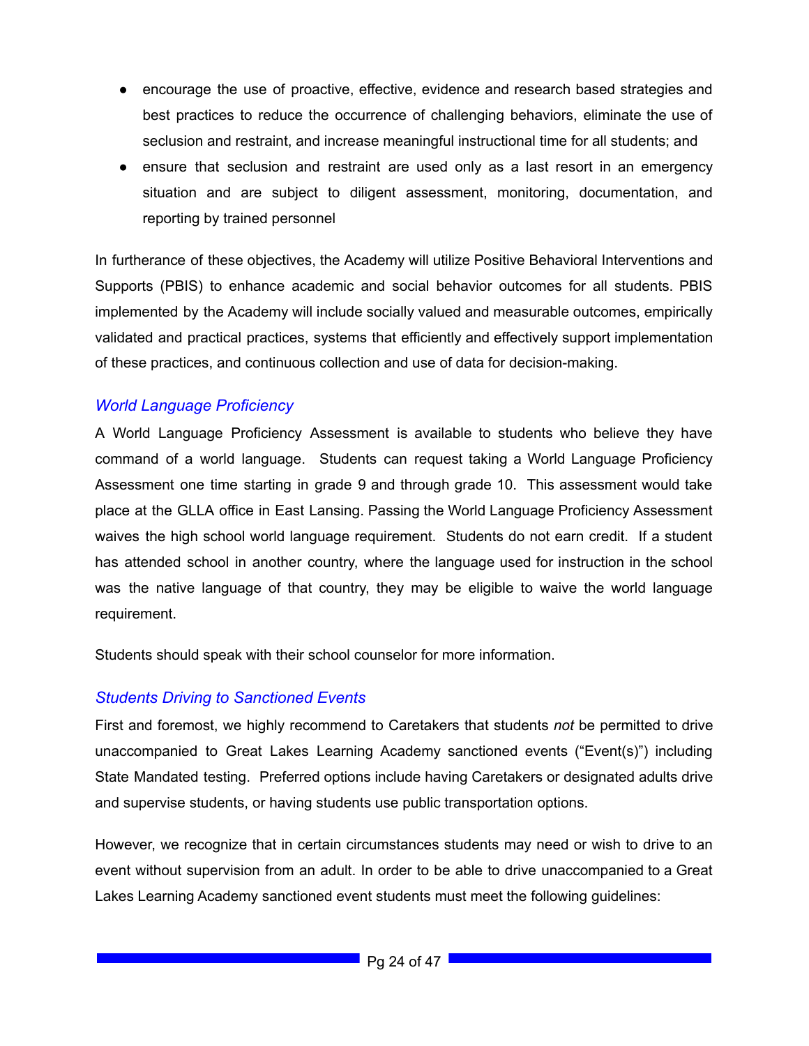- encourage the use of proactive, effective, evidence and research based strategies and best practices to reduce the occurrence of challenging behaviors, eliminate the use of seclusion and restraint, and increase meaningful instructional time for all students; and
- ensure that seclusion and restraint are used only as a last resort in an emergency situation and are subject to diligent assessment, monitoring, documentation, and reporting by trained personnel

In furtherance of these objectives, the Academy will utilize Positive Behavioral Interventions and Supports (PBIS) to enhance academic and social behavior outcomes for all students. PBIS implemented by the Academy will include socially valued and measurable outcomes, empirically validated and practical practices, systems that efficiently and effectively support implementation of these practices, and continuous collection and use of data for decision-making.

### *World Language Proficiency*

A World Language Proficiency Assessment is available to students who believe they have command of a world language. Students can request taking a World Language Proficiency Assessment one time starting in grade 9 and through grade 10. This assessment would take place at the GLLA office in East Lansing. Passing the World Language Proficiency Assessment waives the high school world language requirement. Students do not earn credit. If a student has attended school in another country, where the language used for instruction in the school was the native language of that country, they may be eligible to waive the world language requirement.

Students should speak with their school counselor for more information.

### *Students Driving to Sanctioned Events*

First and foremost, we highly recommend to Caretakers that students *not* be permitted to drive unaccompanied to Great Lakes Learning Academy sanctioned events ("Event(s)") including State Mandated testing. Preferred options include having Caretakers or designated adults drive and supervise students, or having students use public transportation options.

However, we recognize that in certain circumstances students may need or wish to drive to an event without supervision from an adult. In order to be able to drive unaccompanied to a Great Lakes Learning Academy sanctioned event students must meet the following guidelines: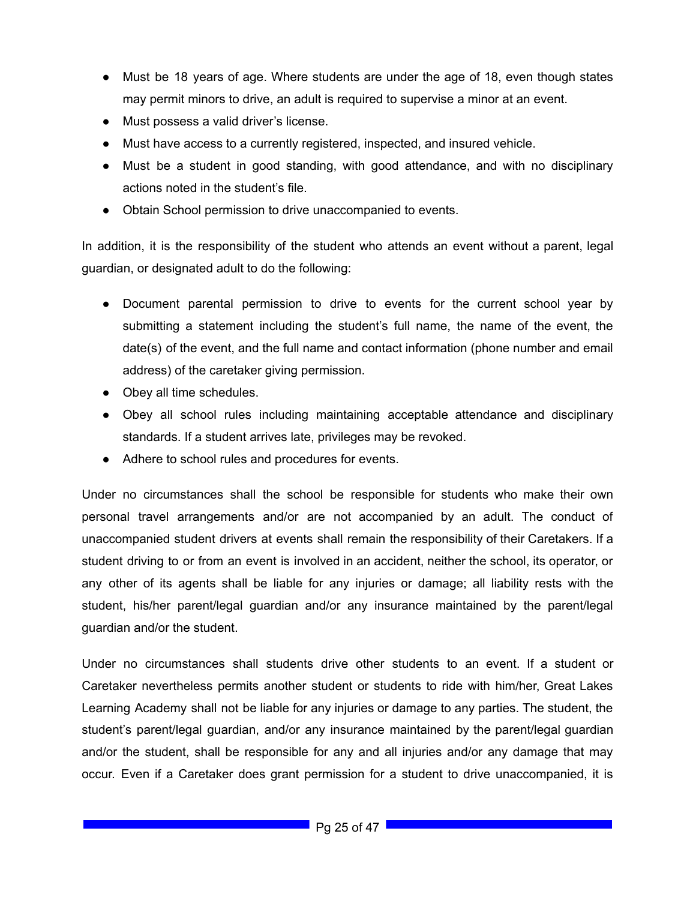- Must be 18 years of age. Where students are under the age of 18, even though states may permit minors to drive, an adult is required to supervise a minor at an event.
- Must possess a valid driver's license.
- Must have access to a currently registered, inspected, and insured vehicle.
- Must be a student in good standing, with good attendance, and with no disciplinary actions noted in the student's file.
- Obtain School permission to drive unaccompanied to events.

In addition, it is the responsibility of the student who attends an event without a parent, legal guardian, or designated adult to do the following:

- Document parental permission to drive to events for the current school year by submitting a statement including the student's full name, the name of the event, the date(s) of the event, and the full name and contact information (phone number and email address) of the caretaker giving permission.
- Obey all time schedules.
- Obey all school rules including maintaining acceptable attendance and disciplinary standards. If a student arrives late, privileges may be revoked.
- Adhere to school rules and procedures for events.

Under no circumstances shall the school be responsible for students who make their own personal travel arrangements and/or are not accompanied by an adult. The conduct of unaccompanied student drivers at events shall remain the responsibility of their Caretakers. If a student driving to or from an event is involved in an accident, neither the school, its operator, or any other of its agents shall be liable for any injuries or damage; all liability rests with the student, his/her parent/legal guardian and/or any insurance maintained by the parent/legal guardian and/or the student.

Under no circumstances shall students drive other students to an event. If a student or Caretaker nevertheless permits another student or students to ride with him/her, Great Lakes Learning Academy shall not be liable for any injuries or damage to any parties. The student, the student's parent/legal guardian, and/or any insurance maintained by the parent/legal guardian and/or the student, shall be responsible for any and all injuries and/or any damage that may occur. Even if a Caretaker does grant permission for a student to drive unaccompanied, it is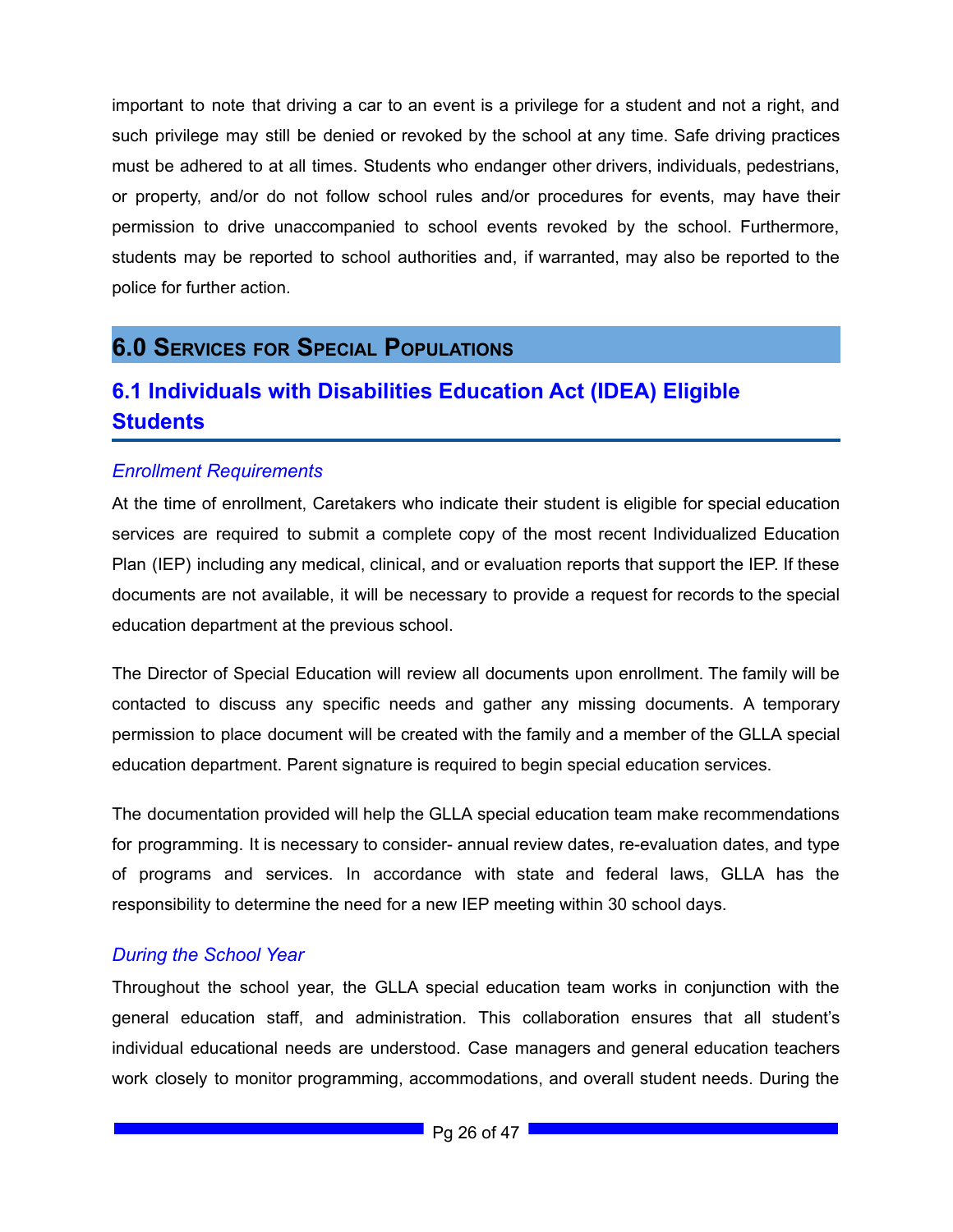important to note that driving a car to an event is a privilege for a student and not a right, and such privilege may still be denied or revoked by the school at any time. Safe driving practices must be adhered to at all times. Students who endanger other drivers, individuals, pedestrians, or property, and/or do not follow school rules and/or procedures for events, may have their permission to drive unaccompanied to school events revoked by the school. Furthermore, students may be reported to school authorities and, if warranted, may also be reported to the police for further action.

# 6.0 Services for Special Populations

## 6.1 Individuals with Disabilities Education Act (IDEA) Eligible Students

### *Enrollment Requirements*

At the time of enrollment, Caretakers who indicate their student is eligible for special education services are required to submit a complete copy of the most recent Individualized Education Plan (IEP) including any medical, clinical, and or evaluation reports that support the IEP. If these documents are not available, it will be necessary to provide a request for records to the special education department at the previous school.

The Director of Special Education will review all documents upon enrollment. The family will be contacted to discuss any specific needs and gather any missing documents. A temporary permission to place document will be created with the family and a member of the GLLA special education department. Parent signature is required to begin special education services.

The documentation provided will help the GLLA special education team make recommendations for programming. It is necessary to consider- annual review dates, re-evaluation dates, and type of programs and services. In accordance with state and federal laws, GLLA has the responsibility to determine the need for a new IEP meeting within 30 school days.

### *During the School Year*

Throughout the school year, the GLLA special education team works in conjunction with the general education staff, and administration. This collaboration ensures that all student's individual educational needs are understood. Case managers and general education teachers work closely to monitor programming, accommodations, and overall student needs. During the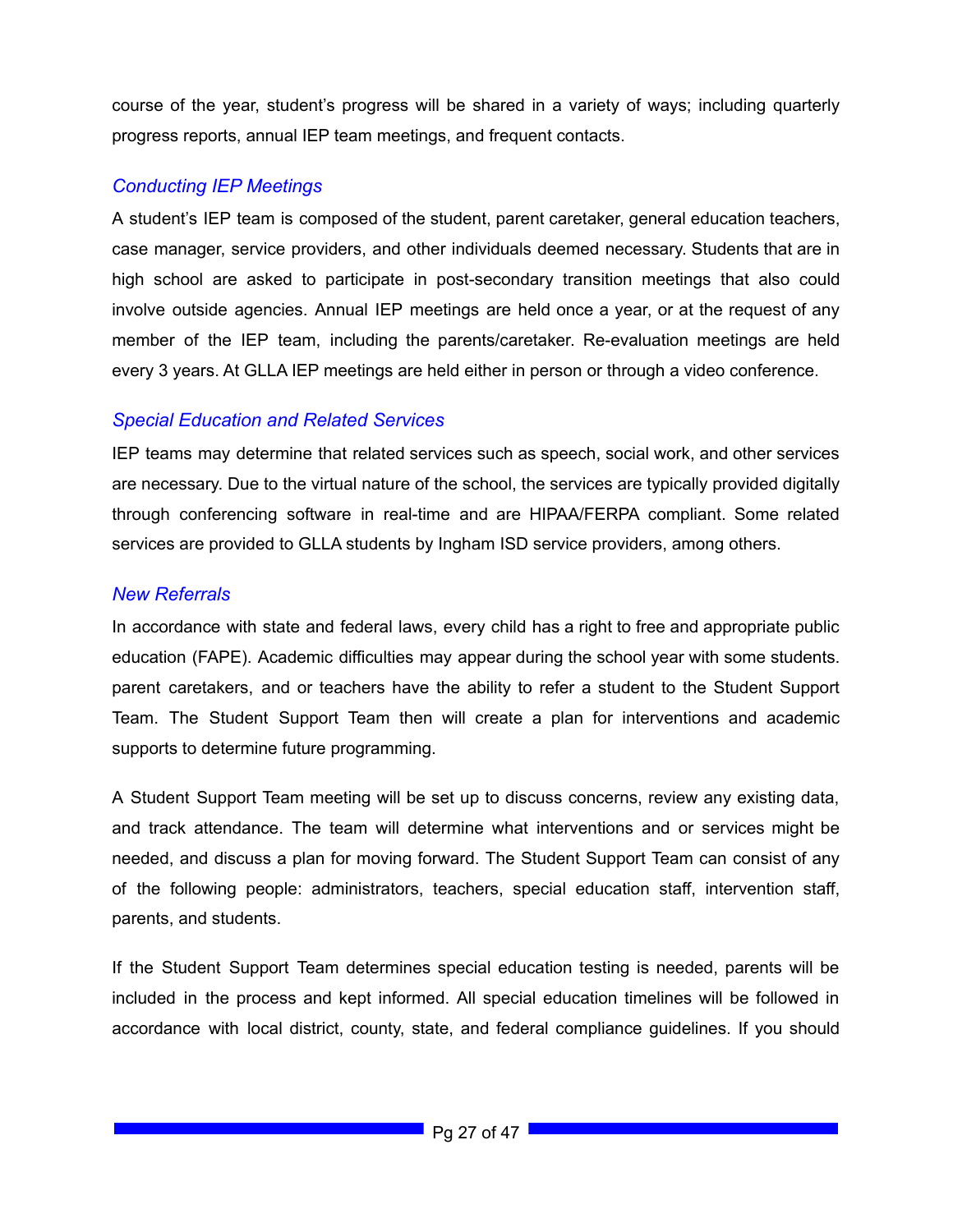course of the year, student's progress will be shared in a variety of ways; including quarterly progress reports, annual IEP team meetings, and frequent contacts.

### *Conducting IEP Meetings*

A student's IEP team is composed of the student, parent caretaker, general education teachers, case manager, service providers, and other individuals deemed necessary. Students that are in high school are asked to participate in post-secondary transition meetings that also could involve outside agencies. Annual IEP meetings are held once a year, or at the request of any member of the IEP team, including the parents/caretaker. Re-evaluation meetings are held every 3 years. At GLLA IEP meetings are held either in person or through a video conference.

### *Special Education and Related Services*

IEP teams may determine that related services such as speech, social work, and other services are necessary. Due to the virtual nature of the school, the services are typically provided digitally through conferencing software in real-time and are HIPAA/FERPA compliant. Some related services are provided to GLLA students by Ingham ISD service providers, among others.

### *New Referrals*

In accordance with state and federal laws, every child has a right to free and appropriate public education (FAPE). Academic difficulties may appear during the school year with some students. parent caretakers, and or teachers have the ability to refer a student to the Student Support Team. The Student Support Team then will create a plan for interventions and academic supports to determine future programming.

A Student Support Team meeting will be set up to discuss concerns, review any existing data, and track attendance. The team will determine what interventions and or services might be needed, and discuss a plan for moving forward. The Student Support Team can consist of any of the following people: administrators, teachers, special education staff, intervention staff, parents, and students.

If the Student Support Team determines special education testing is needed, parents will be included in the process and kept informed. All special education timelines will be followed in accordance with local district, county, state, and federal compliance guidelines. If you should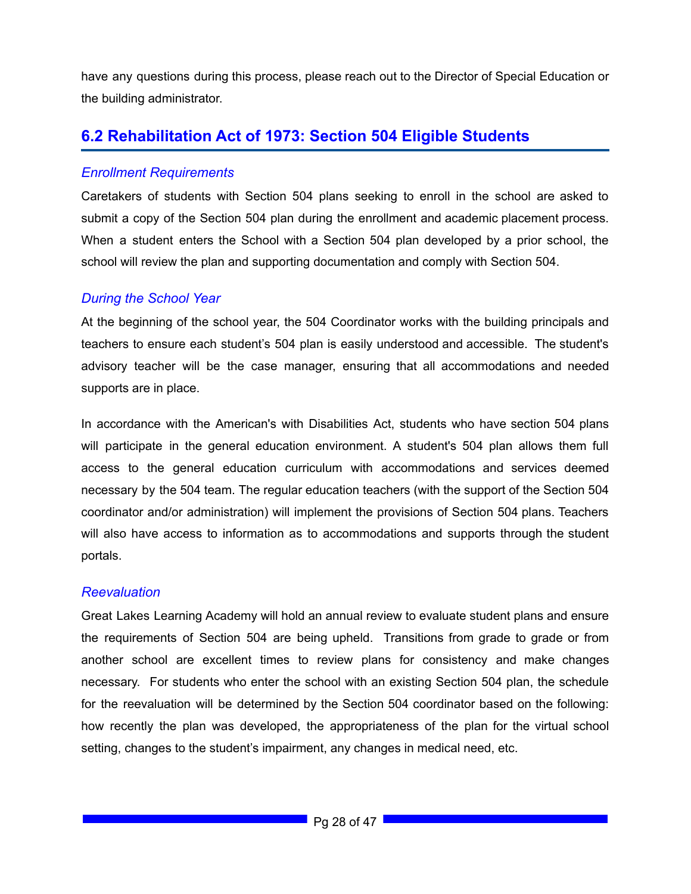have any questions during this process, please reach out to the Director of Special Education or the building administrator.

## 6.2 Rehabilitation Act of 1973: Section 504 Eligible Students

### *Enrollment Requirements*

Caretakers of students with Section 504 plans seeking to enroll in the school are asked to submit a copy of the Section 504 plan during the enrollment and academic placement process. When a student enters the School with a Section 504 plan developed by a prior school, the school will review the plan and supporting documentation and comply with Section 504.

### *During the School Year*

At the beginning of the school year, the 504 Coordinator works with the building principals and teachers to ensure each student's 504 plan is easily understood and accessible. The student's advisory teacher will be the case manager, ensuring that all accommodations and needed supports are in place.

In accordance with the American's with Disabilities Act, students who have section 504 plans will participate in the general education environment. A student's 504 plan allows them full access to the general education curriculum with accommodations and services deemed necessary by the 504 team. The regular education teachers (with the support of the Section 504 coordinator and/or administration) will implement the provisions of Section 504 plans. Teachers will also have access to information as to accommodations and supports through the student portals.

### *Reevaluation*

Great Lakes Learning Academy will hold an annual review to evaluate student plans and ensure the requirements of Section 504 are being upheld. Transitions from grade to grade or from another school are excellent times to review plans for consistency and make changes necessary. For students who enter the school with an existing Section 504 plan, the schedule for the reevaluation will be determined by the Section 504 coordinator based on the following: how recently the plan was developed, the appropriateness of the plan for the virtual school setting, changes to the student's impairment, any changes in medical need, etc.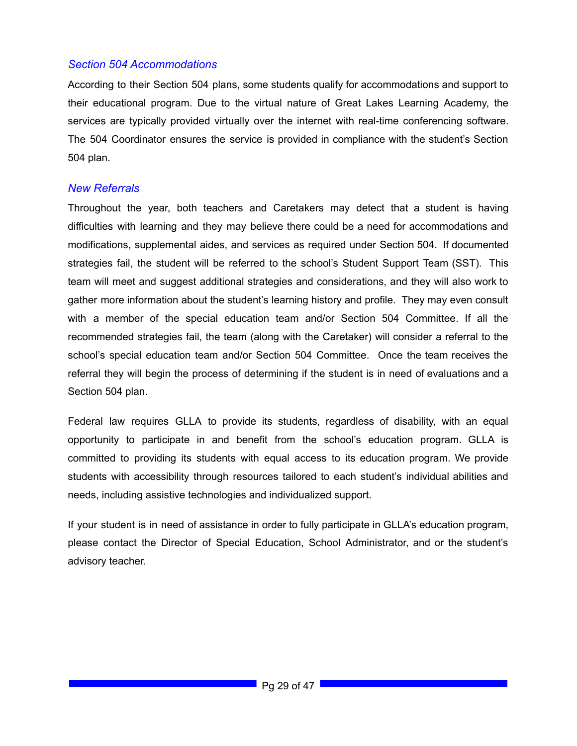### *Section 504 Accommodations*

According to their Section 504 plans, some students qualify for accommodations and support to their educational program. Due to the virtual nature of Great Lakes Learning Academy, the services are typically provided virtually over the internet with real-time conferencing software. The 504 Coordinator ensures the service is provided in compliance with the student's Section 504 plan.

### *New Referrals*

Throughout the year, both teachers and Caretakers may detect that a student is having difficulties with learning and they may believe there could be a need for accommodations and modifications, supplemental aides, and services as required under Section 504. If documented strategies fail, the student will be referred to the school's Student Support Team (SST). This team will meet and suggest additional strategies and considerations, and they will also work to gather more information about the student's learning history and profile. They may even consult with a member of the special education team and/or Section 504 Committee. If all the recommended strategies fail, the team (along with the Caretaker) will consider a referral to the school's special education team and/or Section 504 Committee. Once the team receives the referral they will begin the process of determining if the student is in need of evaluations and a Section 504 plan.

Federal law requires GLLA to provide its students, regardless of disability, with an equal opportunity to participate in and benefit from the school's education program. GLLA is committed to providing its students with equal access to its education program. We provide students with accessibility through resources tailored to each student's individual abilities and needs, including assistive technologies and individualized support.

If your student is in need of assistance in order to fully participate in GLLA's education program, please contact the Director of Special Education, School Administrator, and or the student's advisory teacher.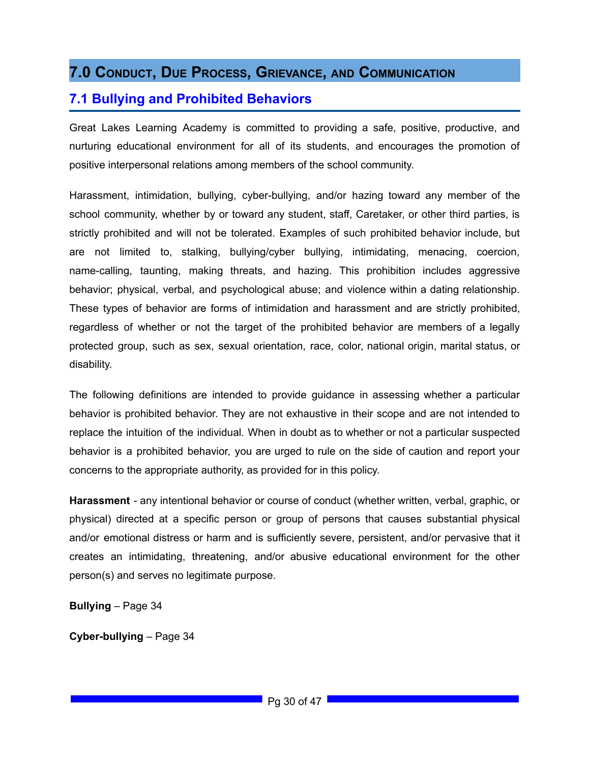# 7.0 Conduct, Due Process, Grievance, and Communication

## 7.1 Bullying and Prohibited Behaviors

Great Lakes Learning Academy is committed to providing a safe, positive, productive, and nurturing educational environment for all of its students, and encourages the promotion of positive interpersonal relations among members of the school community.

Harassment, intimidation, bullying, cyber-bullying, and/or hazing toward any member of the school community, whether by or toward any student, staff, Caretaker, or other third parties, is strictly prohibited and will not be tolerated. Examples of such prohibited behavior include, but are not limited to, stalking, bullying/cyber bullying, intimidating, menacing, coercion, name-calling, taunting, making threats, and hazing. This prohibition includes aggressive behavior; physical, verbal, and psychological abuse; and violence within a dating relationship. These types of behavior are forms of intimidation and harassment and are strictly prohibited, regardless of whether or not the target of the prohibited behavior are members of a legally protected group, such as sex, sexual orientation, race, color, national origin, marital status, or disability.

The following definitions are intended to provide guidance in assessing whether a particular behavior is prohibited behavior. They are not exhaustive in their scope and are not intended to replace the intuition of the individual. When in doubt as to whether or not a particular suspected behavior is a prohibited behavior, you are urged to rule on the side of caution and report your concerns to the appropriate authority, as provided for in this policy.

**Harassment** - any intentional behavior or course of conduct (whether written, verbal, graphic, or physical) directed at a specific person or group of persons that causes substantial physical and/or emotional distress or harm and is sufficiently severe, persistent, and/or pervasive that it creates an intimidating, threatening, and/or abusive educational environment for the other person(s) and serves no legitimate purpose.

**Bullying** – Page 34

**Cyber-bullying** – Page 34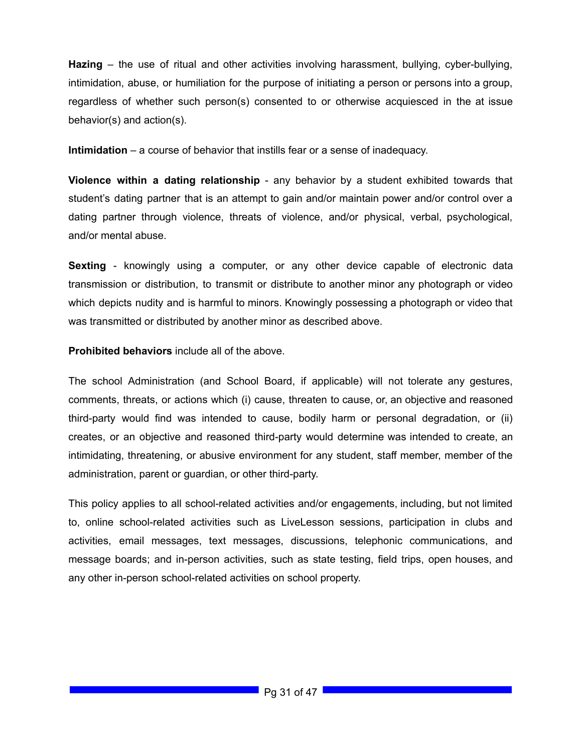**Hazing** – the use of ritual and other activities involving harassment, bullying, cyber-bullying, intimidation, abuse, or humiliation for the purpose of initiating a person or persons into a group, regardless of whether such person(s) consented to or otherwise acquiesced in the at issue behavior(s) and action(s).

**Intimidation** – a course of behavior that instills fear or a sense of inadequacy.

**Violence within a dating relationship** - any behavior by a student exhibited towards that student's dating partner that is an attempt to gain and/or maintain power and/or control over a dating partner through violence, threats of violence, and/or physical, verbal, psychological, and/or mental abuse.

**Sexting** - knowingly using a computer, or any other device capable of electronic data transmission or distribution, to transmit or distribute to another minor any photograph or video which depicts nudity and is harmful to minors. Knowingly possessing a photograph or video that was transmitted or distributed by another minor as described above.

**Prohibited behaviors** include all of the above.

The school Administration (and School Board, if applicable) will not tolerate any gestures, comments, threats, or actions which (i) cause, threaten to cause, or, an objective and reasoned third-party would find was intended to cause, bodily harm or personal degradation, or (ii) creates, or an objective and reasoned third-party would determine was intended to create, an intimidating, threatening, or abusive environment for any student, staff member, member of the administration, parent or guardian, or other third-party.

This policy applies to all school-related activities and/or engagements, including, but not limited to, online school-related activities such as LiveLesson sessions, participation in clubs and activities, email messages, text messages, discussions, telephonic communications, and message boards; and in-person activities, such as state testing, field trips, open houses, and any other in-person school-related activities on school property.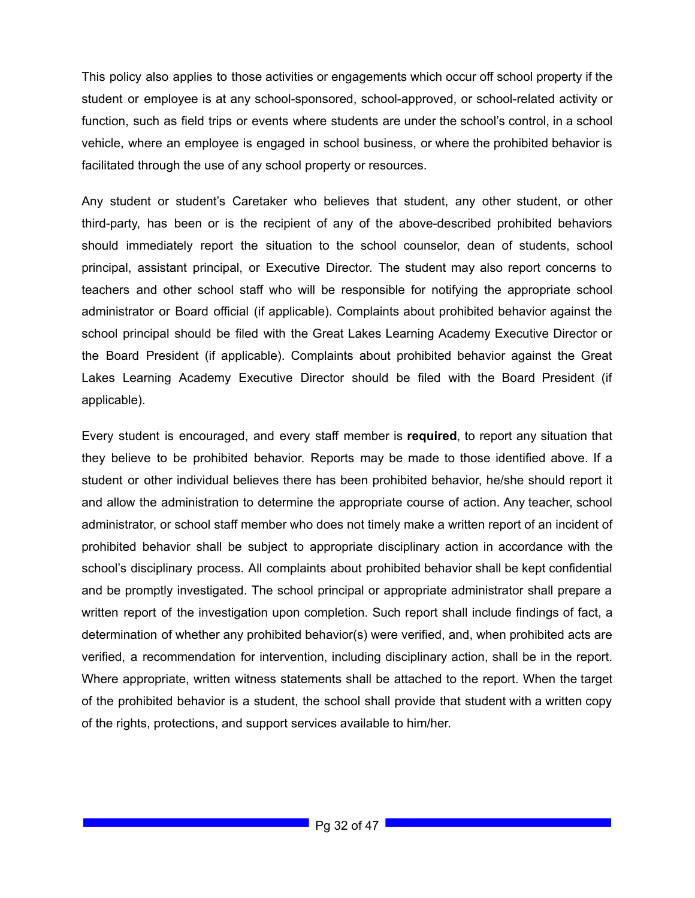This policy also applies to those activities or engagements which occur off school property if the student or employee is at any school-sponsored, school-approved, or school-related activity or function, such as field trips or events where students are under the school's control, in a school vehicle, where an employee is engaged in school business, or where the prohibited behavior is facilitated through the use of any school property or resources.

Any student or student's Caretaker who believes that student, any other student, or other third-party, has been or is the recipient of any of the above-described prohibited behaviors should immediately report the situation to the school counselor, dean of students, school principal, assistant principal, or Executive Director. The student may also report concerns to teachers and other school staff who will be responsible for notifying the appropriate school administrator or Board official (if applicable). Complaints about prohibited behavior against the school principal should be filed with the Great Lakes Learning Academy Executive Director or the Board President (if applicable). Complaints about prohibited behavior against the Great Lakes Learning Academy Executive Director should be filed with the Board President (if applicable).

Every student is encouraged, and every staff member is **required**, to report any situation that they believe to be prohibited behavior. Reports may be made to those identified above. If a student or other individual believes there has been prohibited behavior, he/she should report it and allow the administration to determine the appropriate course of action. Any teacher, school administrator, or school staff member who does not timely make a written report of an incident of prohibited behavior shall be subject to appropriate disciplinary action in accordance with the school's disciplinary process. All complaints about prohibited behavior shall be kept confidential and be promptly investigated. The school principal or appropriate administrator shall prepare a written report of the investigation upon completion. Such report shall include findings of fact, a determination of whether any prohibited behavior(s) were verified, and, when prohibited acts are verified, a recommendation for intervention, including disciplinary action, shall be in the report. Where appropriate, written witness statements shall be attached to the report. When the target of the prohibited behavior is a student, the school shall provide that student with a written copy of the rights, protections, and support services available to him/her.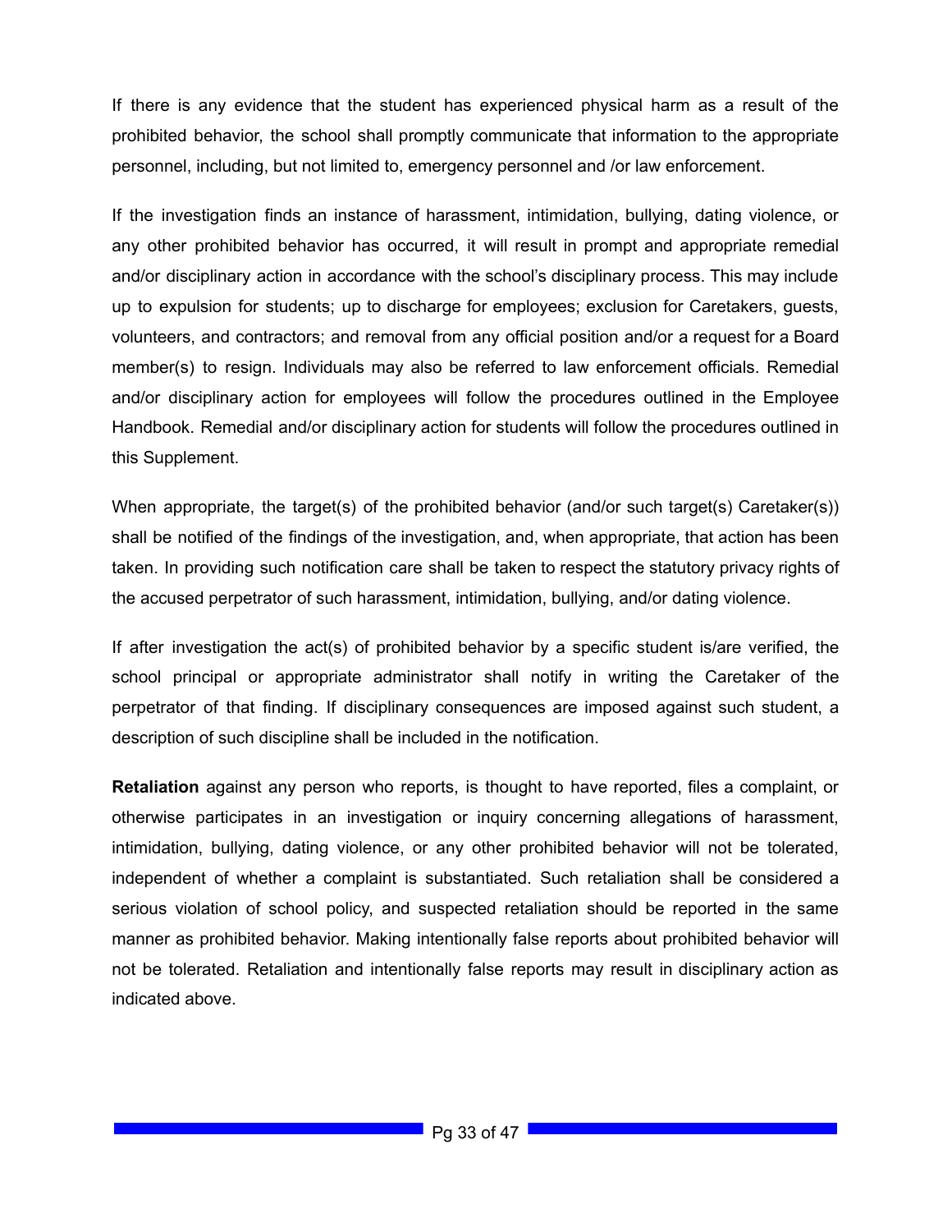If there is any evidence that the student has experienced physical harm as a result of the prohibited behavior, the school shall promptly communicate that information to the appropriate personnel, including, but not limited to, emergency personnel and /or law enforcement.

If the investigation finds an instance of harassment, intimidation, bullying, dating violence, or any other prohibited behavior has occurred, it will result in prompt and appropriate remedial and/or disciplinary action in accordance with the school's disciplinary process. This may include up to expulsion for students; up to discharge for employees; exclusion for Caretakers, guests, volunteers, and contractors; and removal from any official position and/or a request for a Board member(s) to resign. Individuals may also be referred to law enforcement officials. Remedial and/or disciplinary action for employees will follow the procedures outlined in the Employee Handbook. Remedial and/or disciplinary action for students will follow the procedures outlined in this Supplement.

When appropriate, the target(s) of the prohibited behavior (and/or such target(s) Caretaker(s)) shall be notified of the findings of the investigation, and, when appropriate, that action has been taken. In providing such notification care shall be taken to respect the statutory privacy rights of the accused perpetrator of such harassment, intimidation, bullying, and/or dating violence.

If after investigation the act(s) of prohibited behavior by a specific student is/are verified, the school principal or appropriate administrator shall notify in writing the Caretaker of the perpetrator of that finding. If disciplinary consequences are imposed against such student, a description of such discipline shall be included in the notification.

**Retaliation** against any person who reports, is thought to have reported, files a complaint, or otherwise participates in an investigation or inquiry concerning allegations of harassment, intimidation, bullying, dating violence, or any other prohibited behavior will not be tolerated, independent of whether a complaint is substantiated. Such retaliation shall be considered a serious violation of school policy, and suspected retaliation should be reported in the same manner as prohibited behavior. Making intentionally false reports about prohibited behavior will not be tolerated. Retaliation and intentionally false reports may result in disciplinary action as indicated above.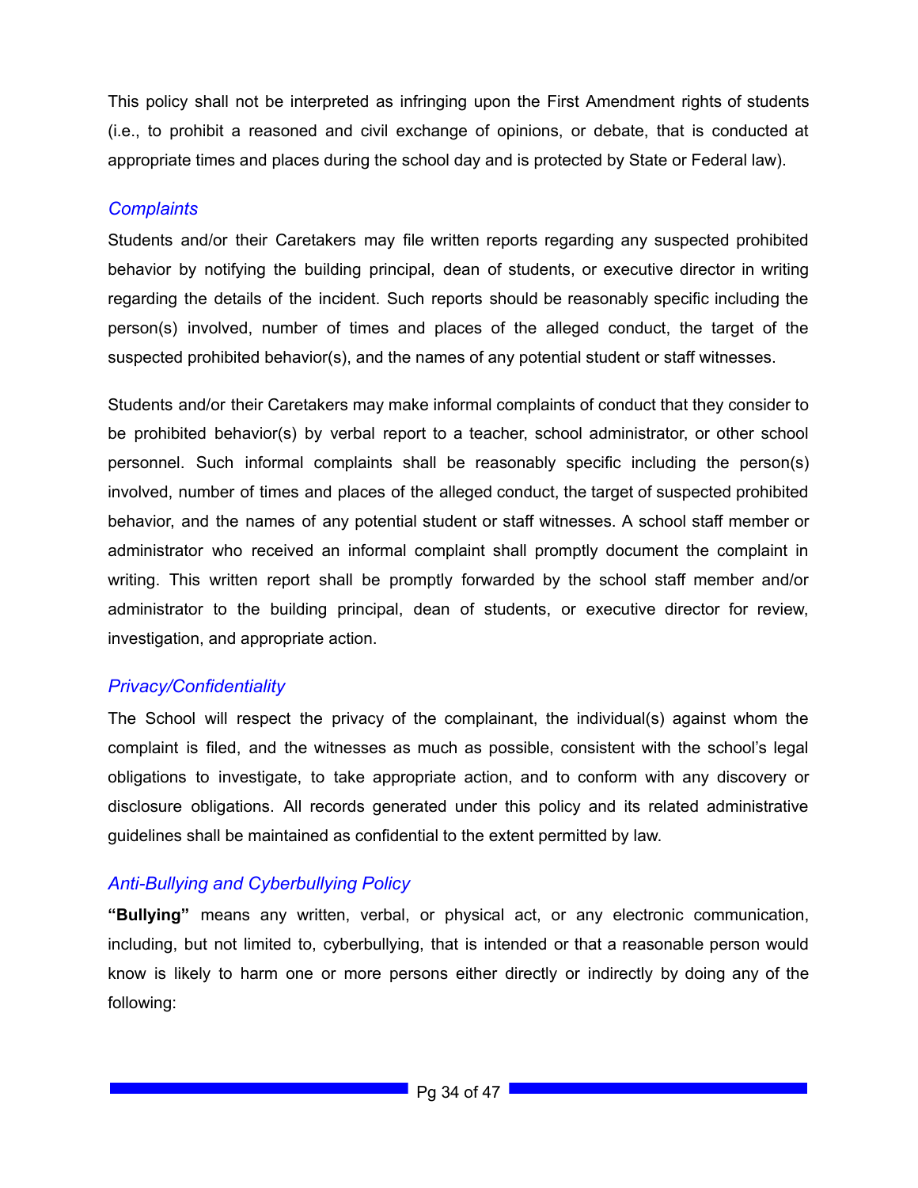This policy shall not be interpreted as infringing upon the First Amendment rights of students (i.e., to prohibit a reasoned and civil exchange of opinions, or debate, that is conducted at appropriate times and places during the school day and is protected by State or Federal law).

### *Complaints*

Students and/or their Caretakers may file written reports regarding any suspected prohibited behavior by notifying the building principal, dean of students, or executive director in writing regarding the details of the incident. Such reports should be reasonably specific including the person(s) involved, number of times and places of the alleged conduct, the target of the suspected prohibited behavior(s), and the names of any potential student or staff witnesses.

Students and/or their Caretakers may make informal complaints of conduct that they consider to be prohibited behavior(s) by verbal report to a teacher, school administrator, or other school personnel. Such informal complaints shall be reasonably specific including the person(s) involved, number of times and places of the alleged conduct, the target of suspected prohibited behavior, and the names of any potential student or staff witnesses. A school staff member or administrator who received an informal complaint shall promptly document the complaint in writing. This written report shall be promptly forwarded by the school staff member and/or administrator to the building principal, dean of students, or executive director for review, investigation, and appropriate action.

### *Privacy/Confidentiality*

The School will respect the privacy of the complainant, the individual(s) against whom the complaint is filed, and the witnesses as much as possible, consistent with the school's legal obligations to investigate, to take appropriate action, and to conform with any discovery or disclosure obligations. All records generated under this policy and its related administrative guidelines shall be maintained as confidential to the extent permitted by law.

### *Anti-Bullying and Cyberbullying Policy*

**"Bullying"** means any written, verbal, or physical act, or any electronic communication, including, but not limited to, cyberbullying, that is intended or that a reasonable person would know is likely to harm one or more persons either directly or indirectly by doing any of the following: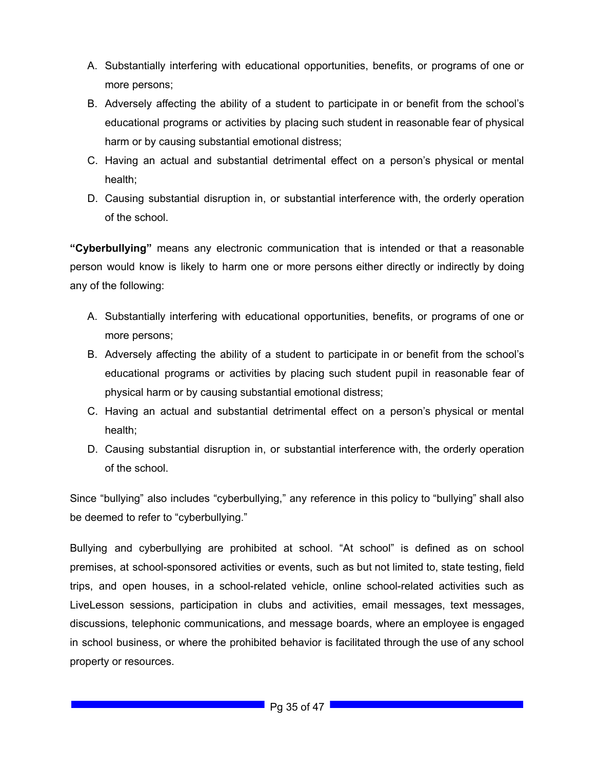A. Substantially interfering with educational opportunities, benefits, or programs of one or more persons;
B. Adversely affecting the ability of a student to participate in or benefit from the school's educational programs or activities by placing such student in reasonable fear of physical harm or by causing substantial emotional distress;
C. Having an actual and substantial detrimental effect on a person's physical or mental health;
D. Causing substantial disruption in, or substantial interference with, the orderly operation of the school.

**"Cyberbullying"** means any electronic communication that is intended or that a reasonable person would know is likely to harm one or more persons either directly or indirectly by doing any of the following:

A. Substantially interfering with educational opportunities, benefits, or programs of one or more persons;
B. Adversely affecting the ability of a student to participate in or benefit from the school's educational programs or activities by placing such student pupil in reasonable fear of physical harm or by causing substantial emotional distress;
C. Having an actual and substantial detrimental effect on a person's physical or mental health;
D. Causing substantial disruption in, or substantial interference with, the orderly operation of the school.

Since "bullying" also includes "cyberbullying," any reference in this policy to "bullying" shall also be deemed to refer to "cyberbullying."

Bullying and cyberbullying are prohibited at school. "At school" is defined as on school premises, at school-sponsored activities or events, such as but not limited to, state testing, field trips, and open houses, in a school-related vehicle, online school-related activities such as LiveLesson sessions, participation in clubs and activities, email messages, text messages, discussions, telephonic communications, and message boards, where an employee is engaged in school business, or where the prohibited behavior is facilitated through the use of any school property or resources.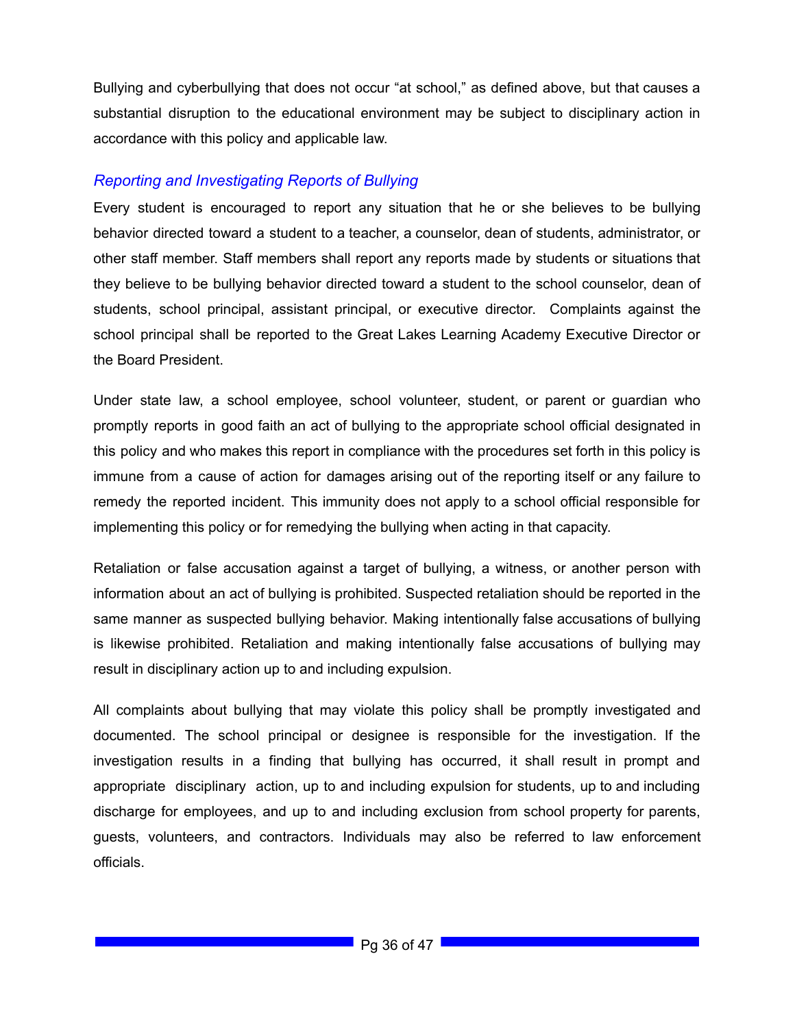Bullying and cyberbullying that does not occur "at school," as defined above, but that causes a substantial disruption to the educational environment may be subject to disciplinary action in accordance with this policy and applicable law.

### *Reporting and Investigating Reports of Bullying*

Every student is encouraged to report any situation that he or she believes to be bullying behavior directed toward a student to a teacher, a counselor, dean of students, administrator, or other staff member. Staff members shall report any reports made by students or situations that they believe to be bullying behavior directed toward a student to the school counselor, dean of students, school principal, assistant principal, or executive director. Complaints against the school principal shall be reported to the Great Lakes Learning Academy Executive Director or the Board President.

Under state law, a school employee, school volunteer, student, or parent or guardian who promptly reports in good faith an act of bullying to the appropriate school official designated in this policy and who makes this report in compliance with the procedures set forth in this policy is immune from a cause of action for damages arising out of the reporting itself or any failure to remedy the reported incident. This immunity does not apply to a school official responsible for implementing this policy or for remedying the bullying when acting in that capacity.

Retaliation or false accusation against a target of bullying, a witness, or another person with information about an act of bullying is prohibited. Suspected retaliation should be reported in the same manner as suspected bullying behavior. Making intentionally false accusations of bullying is likewise prohibited. Retaliation and making intentionally false accusations of bullying may result in disciplinary action up to and including expulsion.

All complaints about bullying that may violate this policy shall be promptly investigated and documented. The school principal or designee is responsible for the investigation. If the investigation results in a finding that bullying has occurred, it shall result in prompt and appropriate disciplinary action, up to and including expulsion for students, up to and including discharge for employees, and up to and including exclusion from school property for parents, guests, volunteers, and contractors. Individuals may also be referred to law enforcement officials.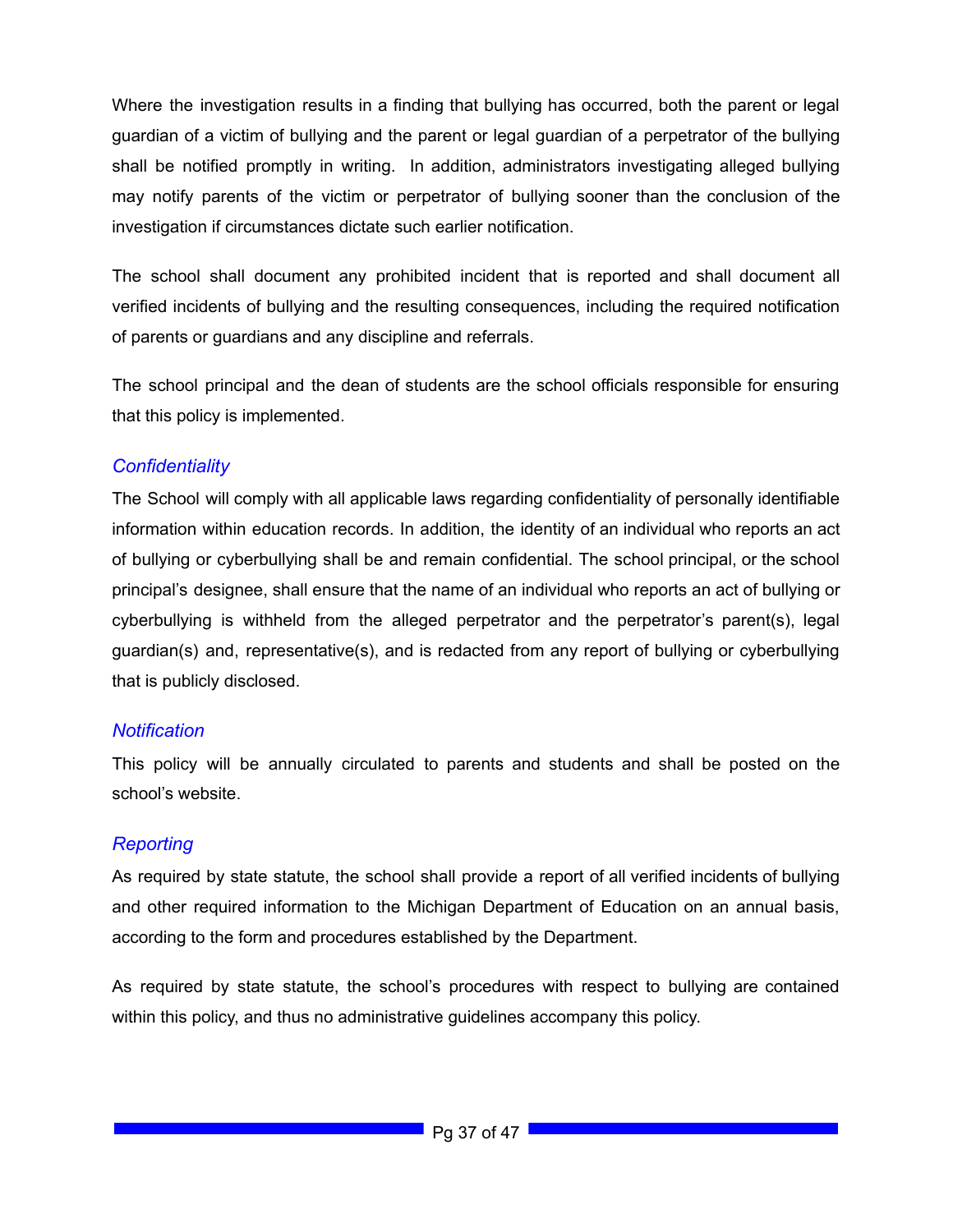Where the investigation results in a finding that bullying has occurred, both the parent or legal guardian of a victim of bullying and the parent or legal guardian of a perpetrator of the bullying shall be notified promptly in writing. In addition, administrators investigating alleged bullying may notify parents of the victim or perpetrator of bullying sooner than the conclusion of the investigation if circumstances dictate such earlier notification.

The school shall document any prohibited incident that is reported and shall document all verified incidents of bullying and the resulting consequences, including the required notification of parents or guardians and any discipline and referrals.

The school principal and the dean of students are the school officials responsible for ensuring that this policy is implemented.

### *Confidentiality*

The School will comply with all applicable laws regarding confidentiality of personally identifiable information within education records. In addition, the identity of an individual who reports an act of bullying or cyberbullying shall be and remain confidential. The school principal, or the school principal's designee, shall ensure that the name of an individual who reports an act of bullying or cyberbullying is withheld from the alleged perpetrator and the perpetrator's parent(s), legal guardian(s) and, representative(s), and is redacted from any report of bullying or cyberbullying that is publicly disclosed.

### *Notification*

This policy will be annually circulated to parents and students and shall be posted on the school's website.

### *Reporting*

As required by state statute, the school shall provide a report of all verified incidents of bullying and other required information to the Michigan Department of Education on an annual basis, according to the form and procedures established by the Department.

As required by state statute, the school's procedures with respect to bullying are contained within this policy, and thus no administrative guidelines accompany this policy.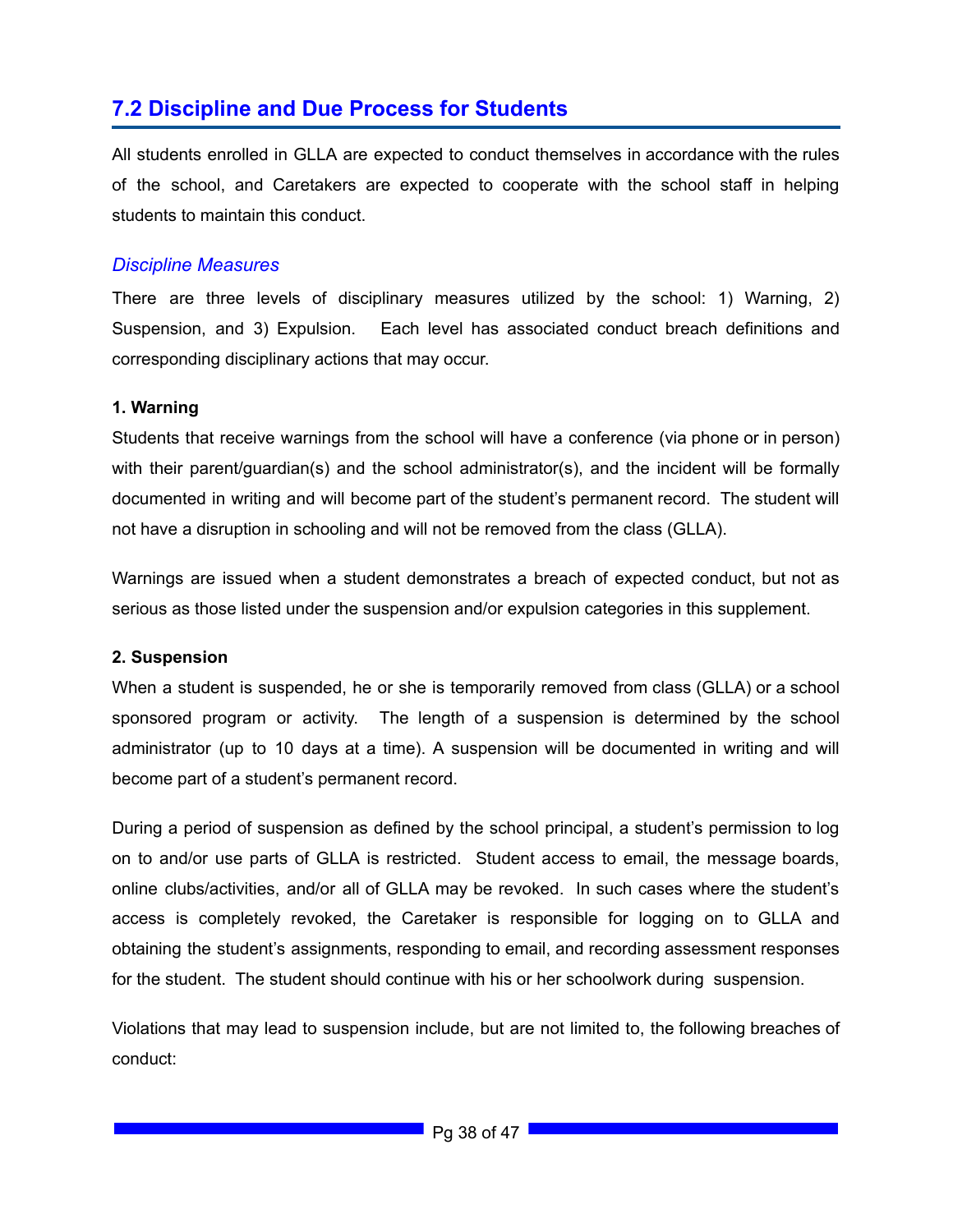## 7.2 Discipline and Due Process for Students

All students enrolled in GLLA are expected to conduct themselves in accordance with the rules of the school, and Caretakers are expected to cooperate with the school staff in helping students to maintain this conduct.

### *Discipline Measures*

There are three levels of disciplinary measures utilized by the school: 1) Warning, 2) Suspension, and 3) Expulsion. Each level has associated conduct breach definitions and corresponding disciplinary actions that may occur.

**1. Warning**

Students that receive warnings from the school will have a conference (via phone or in person) with their parent/guardian(s) and the school administrator(s), and the incident will be formally documented in writing and will become part of the student's permanent record. The student will not have a disruption in schooling and will not be removed from the class (GLLA).

Warnings are issued when a student demonstrates a breach of expected conduct, but not as serious as those listed under the suspension and/or expulsion categories in this supplement.

**2. Suspension**

When a student is suspended, he or she is temporarily removed from class (GLLA) or a school sponsored program or activity. The length of a suspension is determined by the school administrator (up to 10 days at a time). A suspension will be documented in writing and will become part of a student's permanent record.

During a period of suspension as defined by the school principal, a student's permission to log on to and/or use parts of GLLA is restricted. Student access to email, the message boards, online clubs/activities, and/or all of GLLA may be revoked. In such cases where the student's access is completely revoked, the Caretaker is responsible for logging on to GLLA and obtaining the student's assignments, responding to email, and recording assessment responses for the student. The student should continue with his or her schoolwork during suspension.

Violations that may lead to suspension include, but are not limited to, the following breaches of conduct: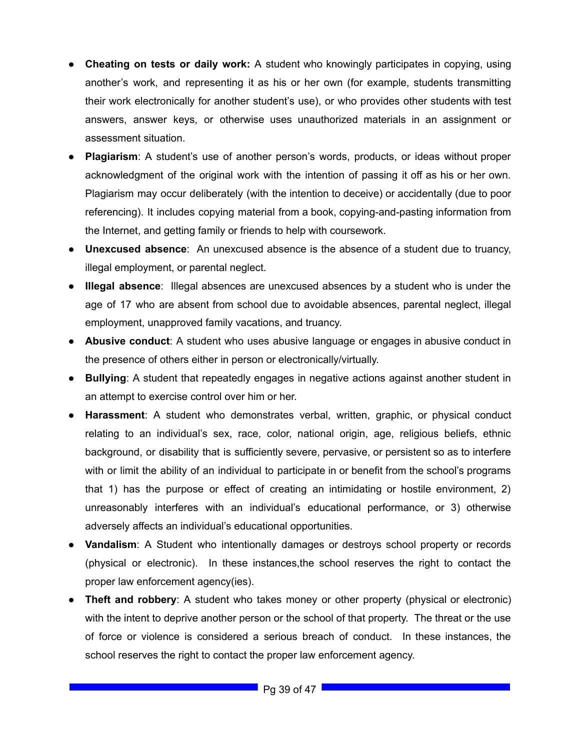- **Cheating on tests or daily work:** A student who knowingly participates in copying, using another's work, and representing it as his or her own (for example, students transmitting their work electronically for another student's use), or who provides other students with test answers, answer keys, or otherwise uses unauthorized materials in an assignment or assessment situation.
- **Plagiarism**: A student's use of another person's words, products, or ideas without proper acknowledgment of the original work with the intention of passing it off as his or her own. Plagiarism may occur deliberately (with the intention to deceive) or accidentally (due to poor referencing). It includes copying material from a book, copying-and-pasting information from the Internet, and getting family or friends to help with coursework.
- **Unexcused absence**: An unexcused absence is the absence of a student due to truancy, illegal employment, or parental neglect.
- **Illegal absence**: Illegal absences are unexcused absences by a student who is under the age of 17 who are absent from school due to avoidable absences, parental neglect, illegal employment, unapproved family vacations, and truancy.
- **Abusive conduct**: A student who uses abusive language or engages in abusive conduct in the presence of others either in person or electronically/virtually.
- **Bullying**: A student that repeatedly engages in negative actions against another student in an attempt to exercise control over him or her.
- **Harassment**: A student who demonstrates verbal, written, graphic, or physical conduct relating to an individual's sex, race, color, national origin, age, religious beliefs, ethnic background, or disability that is sufficiently severe, pervasive, or persistent so as to interfere with or limit the ability of an individual to participate in or benefit from the school's programs that 1) has the purpose or effect of creating an intimidating or hostile environment, 2) unreasonably interferes with an individual's educational performance, or 3) otherwise adversely affects an individual's educational opportunities.
- **Vandalism**: A Student who intentionally damages or destroys school property or records (physical or electronic). In these instances,the school reserves the right to contact the proper law enforcement agency(ies).
- **Theft and robbery**: A student who takes money or other property (physical or electronic) with the intent to deprive another person or the school of that property. The threat or the use of force or violence is considered a serious breach of conduct. In these instances, the school reserves the right to contact the proper law enforcement agency.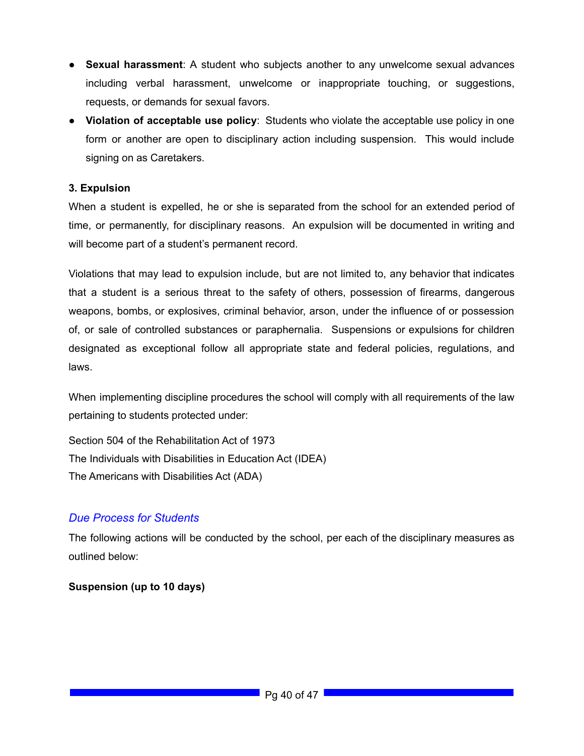- **Sexual harassment**: A student who subjects another to any unwelcome sexual advances including verbal harassment, unwelcome or inappropriate touching, or suggestions, requests, or demands for sexual favors.
- **Violation of acceptable use policy**: Students who violate the acceptable use policy in one form or another are open to disciplinary action including suspension. This would include signing on as Caretakers.

**3. Expulsion**

When a student is expelled, he or she is separated from the school for an extended period of time, or permanently, for disciplinary reasons. An expulsion will be documented in writing and will become part of a student's permanent record.

Violations that may lead to expulsion include, but are not limited to, any behavior that indicates that a student is a serious threat to the safety of others, possession of firearms, dangerous weapons, bombs, or explosives, criminal behavior, arson, under the influence of or possession of, or sale of controlled substances or paraphernalia. Suspensions or expulsions for children designated as exceptional follow all appropriate state and federal policies, regulations, and laws.

When implementing discipline procedures the school will comply with all requirements of the law pertaining to students protected under:

Section 504 of the Rehabilitation Act of 1973
The Individuals with Disabilities in Education Act (IDEA)
The Americans with Disabilities Act (ADA)

## *Due Process for Students*

The following actions will be conducted by the school, per each of the disciplinary measures as outlined below:

**Suspension (up to 10 days)**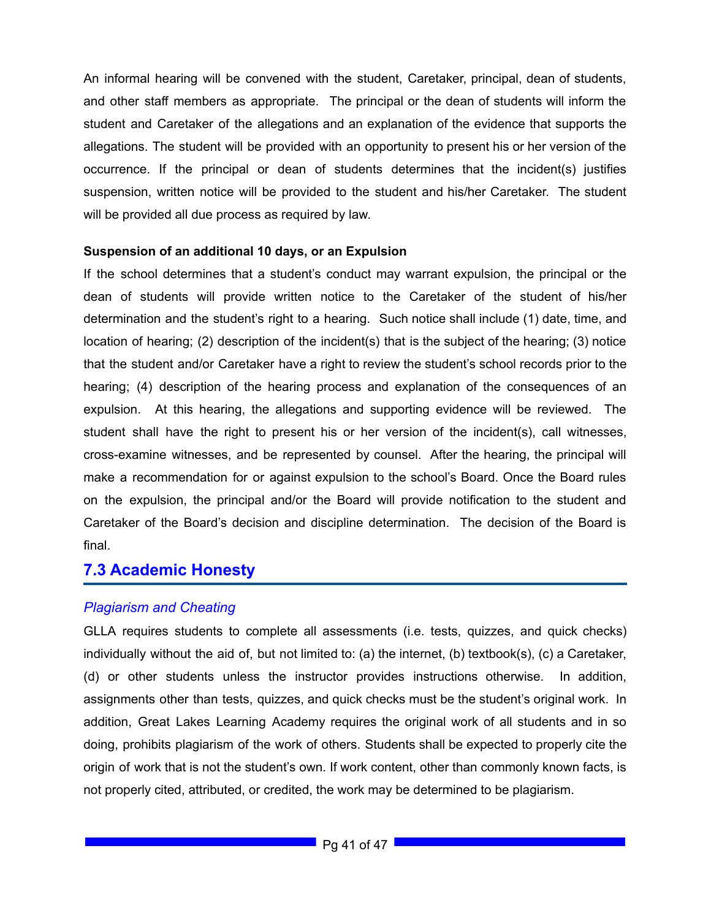An informal hearing will be convened with the student, Caretaker, principal, dean of students, and other staff members as appropriate. The principal or the dean of students will inform the student and Caretaker of the allegations and an explanation of the evidence that supports the allegations. The student will be provided with an opportunity to present his or her version of the occurrence. If the principal or dean of students determines that the incident(s) justifies suspension, written notice will be provided to the student and his/her Caretaker. The student will be provided all due process as required by law.

**Suspension of an additional 10 days, or an Expulsion**

If the school determines that a student's conduct may warrant expulsion, the principal or the dean of students will provide written notice to the Caretaker of the student of his/her determination and the student's right to a hearing. Such notice shall include (1) date, time, and location of hearing; (2) description of the incident(s) that is the subject of the hearing; (3) notice that the student and/or Caretaker have a right to review the student's school records prior to the hearing; (4) description of the hearing process and explanation of the consequences of an expulsion. At this hearing, the allegations and supporting evidence will be reviewed. The student shall have the right to present his or her version of the incident(s), call witnesses, cross-examine witnesses, and be represented by counsel. After the hearing, the principal will make a recommendation for or against expulsion to the school's Board. Once the Board rules on the expulsion, the principal and/or the Board will provide notification to the student and Caretaker of the Board's decision and discipline determination. The decision of the Board is final.

## 7.3 Academic Honesty

### *Plagiarism and Cheating*

GLLA requires students to complete all assessments (i.e. tests, quizzes, and quick checks) individually without the aid of, but not limited to: (a) the internet, (b) textbook(s), (c) a Caretaker, (d) or other students unless the instructor provides instructions otherwise. In addition, assignments other than tests, quizzes, and quick checks must be the student's original work. In addition, Great Lakes Learning Academy requires the original work of all students and in so doing, prohibits plagiarism of the work of others. Students shall be expected to properly cite the origin of work that is not the student's own. If work content, other than commonly known facts, is not properly cited, attributed, or credited, the work may be determined to be plagiarism.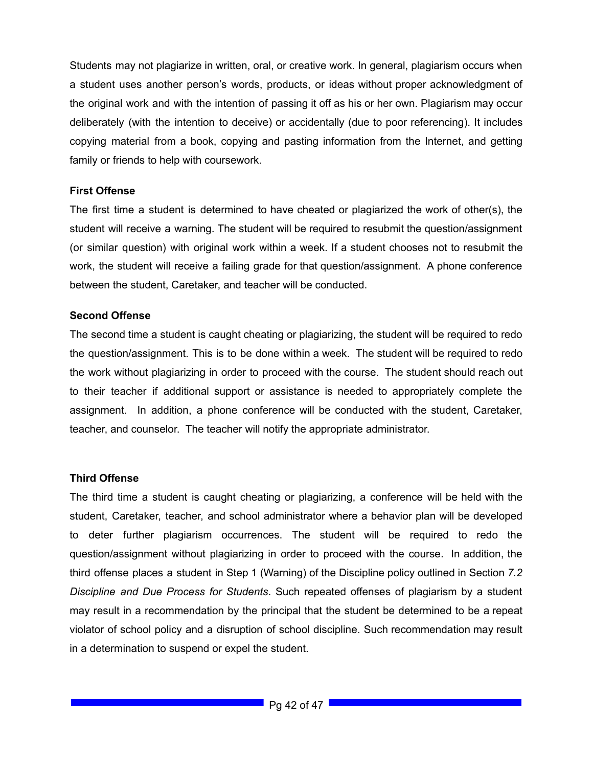Students may not plagiarize in written, oral, or creative work. In general, plagiarism occurs when a student uses another person's words, products, or ideas without proper acknowledgment of the original work and with the intention of passing it off as his or her own. Plagiarism may occur deliberately (with the intention to deceive) or accidentally (due to poor referencing). It includes copying material from a book, copying and pasting information from the Internet, and getting family or friends to help with coursework.

**First Offense**

The first time a student is determined to have cheated or plagiarized the work of other(s), the student will receive a warning. The student will be required to resubmit the question/assignment (or similar question) with original work within a week. If a student chooses not to resubmit the work, the student will receive a failing grade for that question/assignment. A phone conference between the student, Caretaker, and teacher will be conducted.

**Second Offense**

The second time a student is caught cheating or plagiarizing, the student will be required to redo the question/assignment. This is to be done within a week. The student will be required to redo the work without plagiarizing in order to proceed with the course. The student should reach out to their teacher if additional support or assistance is needed to appropriately complete the assignment. In addition, a phone conference will be conducted with the student, Caretaker, teacher, and counselor. The teacher will notify the appropriate administrator.

**Third Offense**

The third time a student is caught cheating or plagiarizing, a conference will be held with the student, Caretaker, teacher, and school administrator where a behavior plan will be developed to deter further plagiarism occurrences. The student will be required to redo the question/assignment without plagiarizing in order to proceed with the course. In addition, the third offense places a student in Step 1 (Warning) of the Discipline policy outlined in Section *7.2 Discipline and Due Process for Students*. Such repeated offenses of plagiarism by a student may result in a recommendation by the principal that the student be determined to be a repeat violator of school policy and a disruption of school discipline. Such recommendation may result in a determination to suspend or expel the student.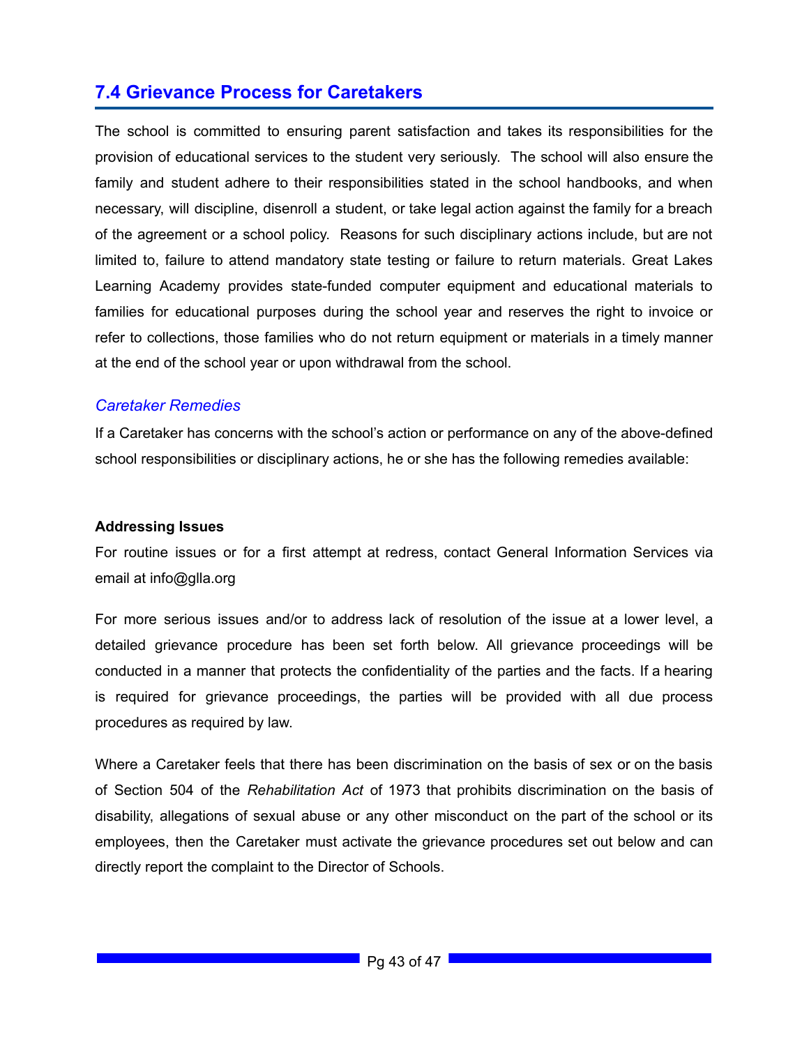## 7.4 Grievance Process for Caretakers

The school is committed to ensuring parent satisfaction and takes its responsibilities for the provision of educational services to the student very seriously. The school will also ensure the family and student adhere to their responsibilities stated in the school handbooks, and when necessary, will discipline, disenroll a student, or take legal action against the family for a breach of the agreement or a school policy. Reasons for such disciplinary actions include, but are not limited to, failure to attend mandatory state testing or failure to return materials. Great Lakes Learning Academy provides state-funded computer equipment and educational materials to families for educational purposes during the school year and reserves the right to invoice or refer to collections, those families who do not return equipment or materials in a timely manner at the end of the school year or upon withdrawal from the school.

### *Caretaker Remedies*

If a Caretaker has concerns with the school's action or performance on any of the above-defined school responsibilities or disciplinary actions, he or she has the following remedies available:

**Addressing Issues**

For routine issues or for a first attempt at redress, contact General Information Services via email at info@glla.org

For more serious issues and/or to address lack of resolution of the issue at a lower level, a detailed grievance procedure has been set forth below. All grievance proceedings will be conducted in a manner that protects the confidentiality of the parties and the facts. If a hearing is required for grievance proceedings, the parties will be provided with all due process procedures as required by law.

Where a Caretaker feels that there has been discrimination on the basis of sex or on the basis of Section 504 of the *Rehabilitation Act* of 1973 that prohibits discrimination on the basis of disability, allegations of sexual abuse or any other misconduct on the part of the school or its employees, then the Caretaker must activate the grievance procedures set out below and can directly report the complaint to the Director of Schools.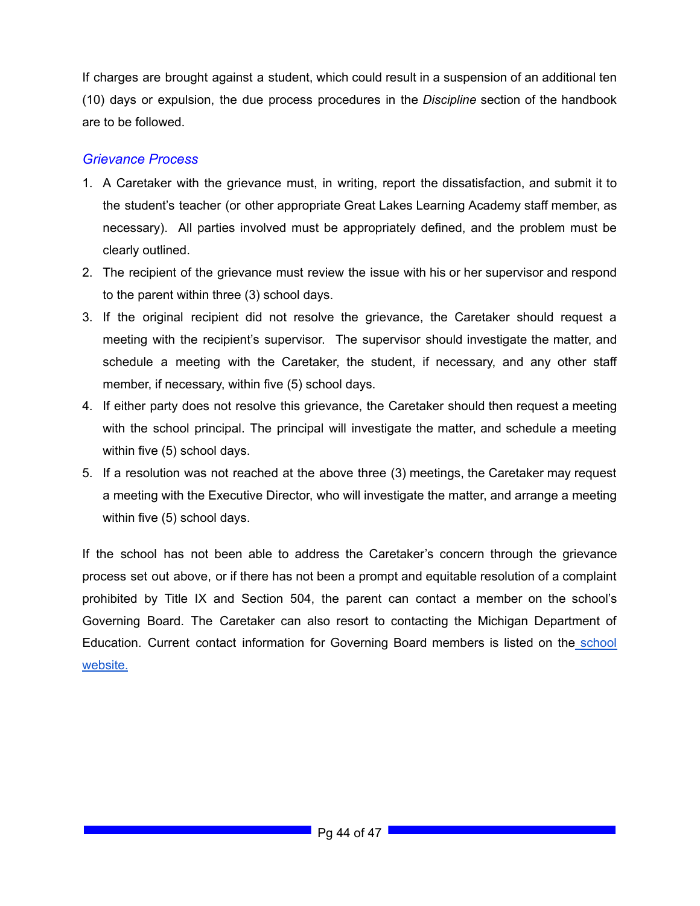If charges are brought against a student, which could result in a suspension of an additional ten (10) days or expulsion, the due process procedures in the *Discipline* section of the handbook are to be followed.

### *Grievance Process*

1. A Caretaker with the grievance must, in writing, report the dissatisfaction, and submit it to the student's teacher (or other appropriate Great Lakes Learning Academy staff member, as necessary). All parties involved must be appropriately defined, and the problem must be clearly outlined.
2. The recipient of the grievance must review the issue with his or her supervisor and respond to the parent within three (3) school days.
3. If the original recipient did not resolve the grievance, the Caretaker should request a meeting with the recipient's supervisor. The supervisor should investigate the matter, and schedule a meeting with the Caretaker, the student, if necessary, and any other staff member, if necessary, within five (5) school days.
4. If either party does not resolve this grievance, the Caretaker should then request a meeting with the school principal. The principal will investigate the matter, and schedule a meeting within five (5) school days.
5. If a resolution was not reached at the above three (3) meetings, the Caretaker may request a meeting with the Executive Director, who will investigate the matter, and arrange a meeting within five (5) school days.

If the school has not been able to address the Caretaker's concern through the grievance process set out above, or if there has not been a prompt and equitable resolution of a complaint prohibited by Title IX and Section 504, the parent can contact a member on the school's Governing Board. The Caretaker can also resort to contacting the Michigan Department of Education. Current contact information for Governing Board members is listed on the school website.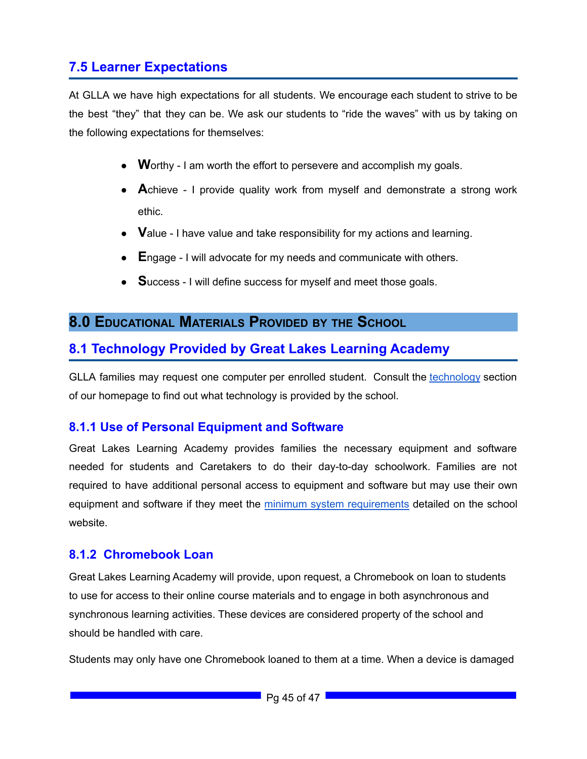## 7.5 Learner Expectations

At GLLA we have high expectations for all students. We encourage each student to strive to be the best “they” that they can be. We ask our students to “ride the waves” with us by taking on the following expectations for themselves:

- **W**orthy - I am worth the effort to persevere and accomplish my goals.
- **A**chieve - I provide quality work from myself and demonstrate a strong work ethic.
- **V**alue - I have value and take responsibility for my actions and learning.
- **E**ngage - I will advocate for my needs and communicate with others.
- **S**uccess - I will define success for myself and meet those goals.

# 8.0 Educational Materials Provided by the School

## 8.1 Technology Provided by Great Lakes Learning Academy

GLLA families may request one computer per enrolled student. Consult the [technology](#) section of our homepage to find out what technology is provided by the school.

### 8.1.1 Use of Personal Equipment and Software

Great Lakes Learning Academy provides families the necessary equipment and software needed for students and Caretakers to do their day-to-day schoolwork. Families are not required to have additional personal access to equipment and software but may use their own equipment and software if they meet the [minimum system requirements](#) detailed on the school website.

### 8.1.2 Chromebook Loan

Great Lakes Learning Academy will provide, upon request, a Chromebook on loan to students to use for access to their online course materials and to engage in both asynchronous and synchronous learning activities. These devices are considered property of the school and should be handled with care.

Students may only have one Chromebook loaned to them at a time. When a device is damaged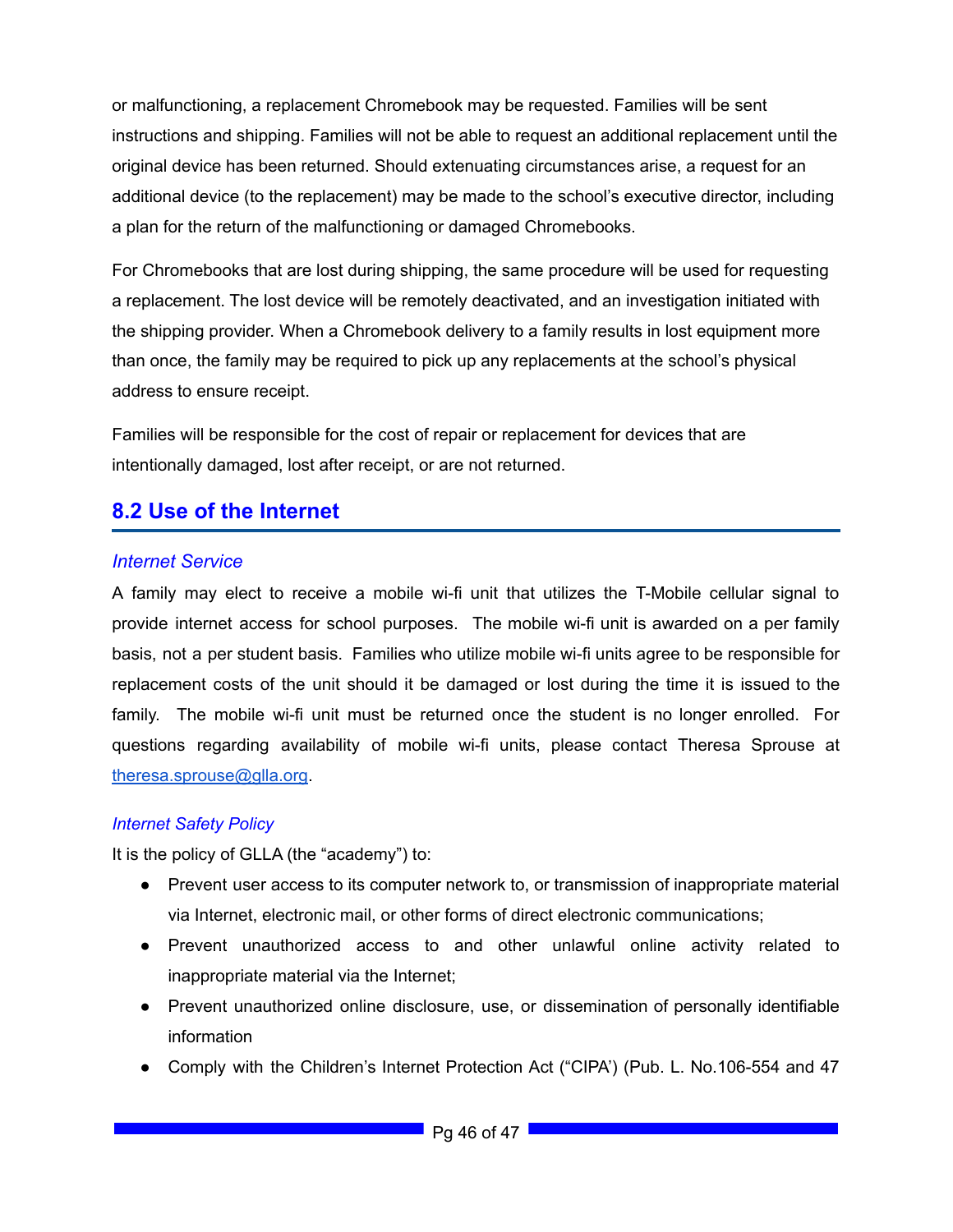or malfunctioning, a replacement Chromebook may be requested. Families will be sent instructions and shipping. Families will not be able to request an additional replacement until the original device has been returned. Should extenuating circumstances arise, a request for an additional device (to the replacement) may be made to the school's executive director, including a plan for the return of the malfunctioning or damaged Chromebooks.

For Chromebooks that are lost during shipping, the same procedure will be used for requesting a replacement. The lost device will be remotely deactivated, and an investigation initiated with the shipping provider. When a Chromebook delivery to a family results in lost equipment more than once, the family may be required to pick up any replacements at the school's physical address to ensure receipt.

Families will be responsible for the cost of repair or replacement for devices that are intentionally damaged, lost after receipt, or are not returned.

## 8.2 Use of the Internet

### *Internet Service*

A family may elect to receive a mobile wi-fi unit that utilizes the T-Mobile cellular signal to provide internet access for school purposes. The mobile wi-fi unit is awarded on a per family basis, not a per student basis. Families who utilize mobile wi-fi units agree to be responsible for replacement costs of the unit should it be damaged or lost during the time it is issued to the family. The mobile wi-fi unit must be returned once the student is no longer enrolled. For questions regarding availability of mobile wi-fi units, please contact Theresa Sprouse at theresa.sprouse@glla.org.

### *Internet Safety Policy*

It is the policy of GLLA (the "academy") to:

- Prevent user access to its computer network to, or transmission of inappropriate material via Internet, electronic mail, or other forms of direct electronic communications;
- Prevent unauthorized access to and other unlawful online activity related to inappropriate material via the Internet;
- Prevent unauthorized online disclosure, use, or dissemination of personally identifiable information
- Comply with the Children's Internet Protection Act ("CIPA') (Pub. L. No.106-554 and 47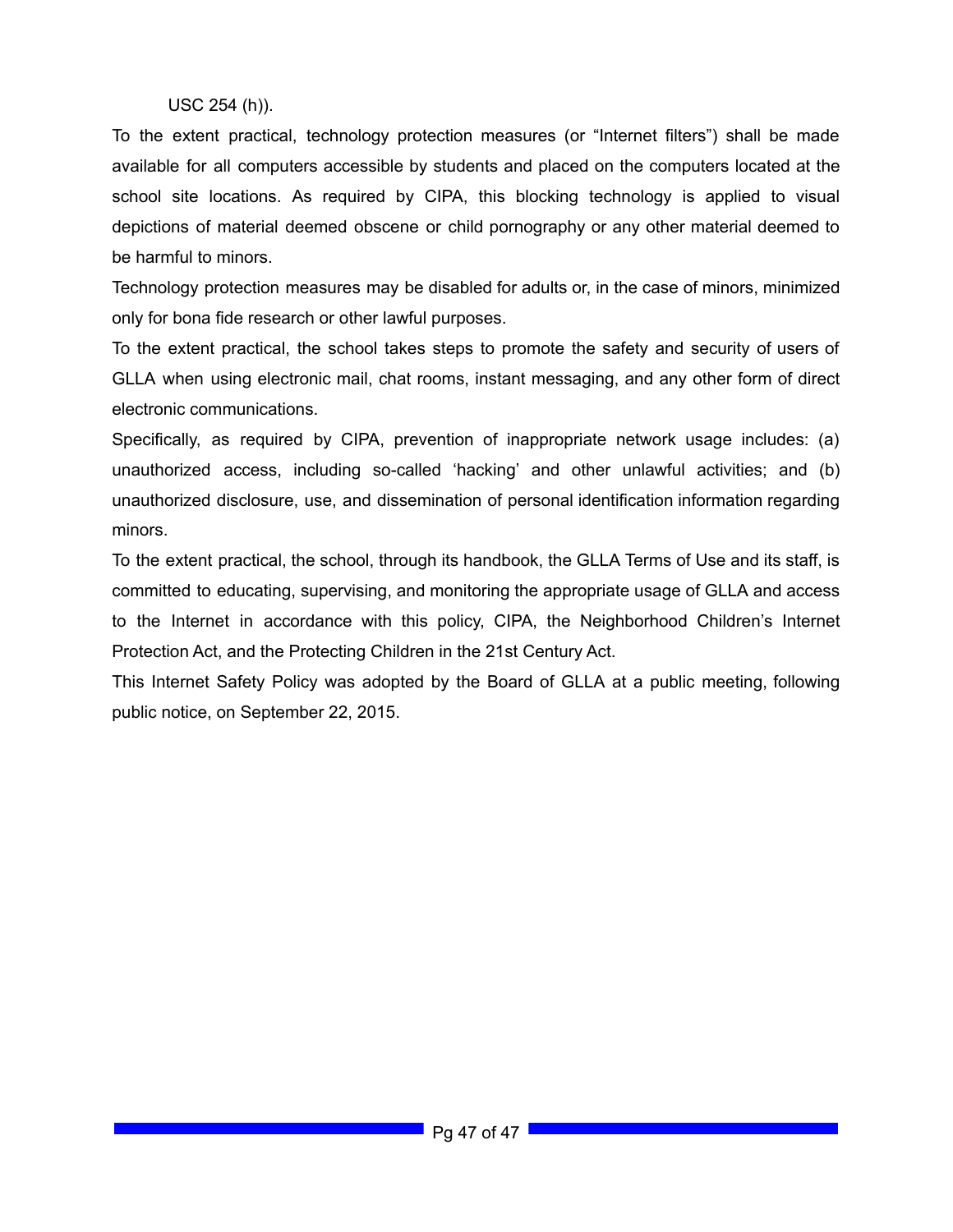USC 254 (h)).

To the extent practical, technology protection measures (or “Internet filters”) shall be made available for all computers accessible by students and placed on the computers located at the school site locations. As required by CIPA, this blocking technology is applied to visual depictions of material deemed obscene or child pornography or any other material deemed to be harmful to minors.

Technology protection measures may be disabled for adults or, in the case of minors, minimized only for bona fide research or other lawful purposes.

To the extent practical, the school takes steps to promote the safety and security of users of GLLA when using electronic mail, chat rooms, instant messaging, and any other form of direct electronic communications.

Specifically, as required by CIPA, prevention of inappropriate network usage includes: (a) unauthorized access, including so-called ‘hacking’ and other unlawful activities; and (b) unauthorized disclosure, use, and dissemination of personal identification information regarding minors.

To the extent practical, the school, through its handbook, the GLLA Terms of Use and its staff, is committed to educating, supervising, and monitoring the appropriate usage of GLLA and access to the Internet in accordance with this policy, CIPA, the Neighborhood Children’s Internet Protection Act, and the Protecting Children in the 21st Century Act.

This Internet Safety Policy was adopted by the Board of GLLA at a public meeting, following public notice, on September 22, 2015.